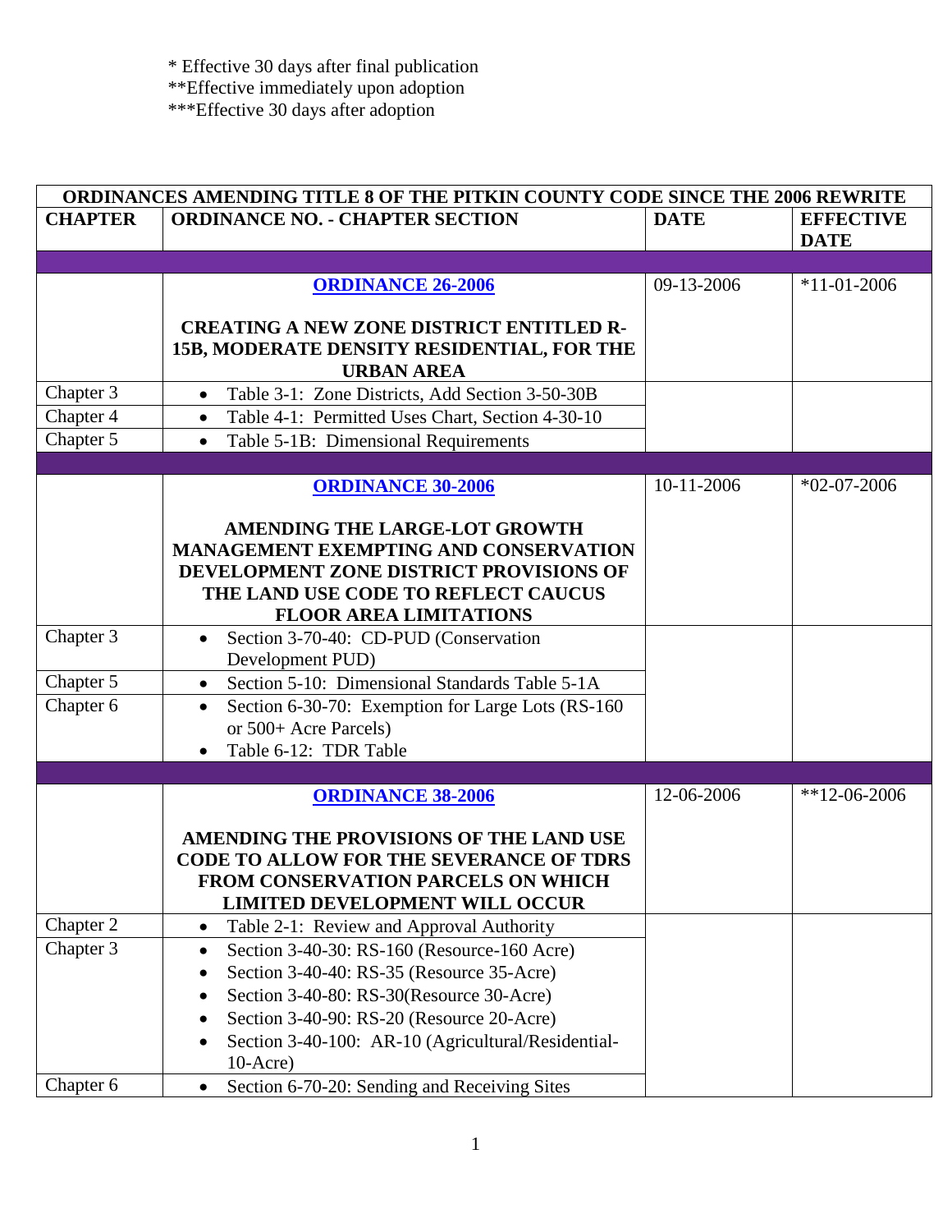\* Effective 30 days after final publication
\*\*Effective immediately upon adoption
\*\*\*Effective 30 days after adoption

| ORDINANCES AMENDING TITLE 8 OF THE PITKIN COUNTY CODE SINCE THE 2006 REWRITE | | | |
|---|---|---|---|
| **CHAPTER** | **ORDINANCE NO. - CHAPTER SECTION** | **DATE** | **EFFECTIVE DATE** |
| | | | |
| | **ORDINANCE 26-2006**<br><br>**CREATING A NEW ZONE DISTRICT ENTITLED R-15B, MODERATE DENSITY RESIDENTIAL, FOR THE URBAN AREA** | 09-13-2006 | *11-01-2006 |
| Chapter 3 | • Table 3-1: Zone Districts, Add Section 3-50-30B | | |
| Chapter 4 | • Table 4-1: Permitted Uses Chart, Section 4-30-10 | | |
| Chapter 5 | • Table 5-1B: Dimensional Requirements | | |
| | | | |
| | **ORDINANCE 30-2006**<br><br>**AMENDING THE LARGE-LOT GROWTH MANAGEMENT EXEMPTING AND CONSERVATION DEVELOPMENT ZONE DISTRICT PROVISIONS OF THE LAND USE CODE TO REFLECT CAUCUS FLOOR AREA LIMITATIONS** | 10-11-2006 | *02-07-2006 |
| Chapter 3 | • Section 3-70-40: CD-PUD (Conservation Development PUD) | | |
| Chapter 5 | • Section 5-10: Dimensional Standards Table 5-1A | | |
| Chapter 6 | • Section 6-30-70: Exemption for Large Lots (RS-160 or 500+ Acre Parcels)<br>• Table 6-12: TDR Table | | |
| | | | |
| | **ORDINANCE 38-2006**<br><br>**AMENDING THE PROVISIONS OF THE LAND USE CODE TO ALLOW FOR THE SEVERANCE OF TDRS FROM CONSERVATION PARCELS ON WHICH LIMITED DEVELOPMENT WILL OCCUR** | 12-06-2006 | **12-06-2006 |
| Chapter 2 | • Table 2-1: Review and Approval Authority | | |
| Chapter 3 | • Section 3-40-30: RS-160 (Resource-160 Acre)<br>• Section 3-40-40: RS-35 (Resource 35-Acre)<br>• Section 3-40-80: RS-30(Resource 30-Acre)<br>• Section 3-40-90: RS-20 (Resource 20-Acre)<br>• Section 3-40-100: AR-10 (Agricultural/Residential-10-Acre) | | |
| Chapter 6 | • Section 6-70-20: Sending and Receiving Sites | | |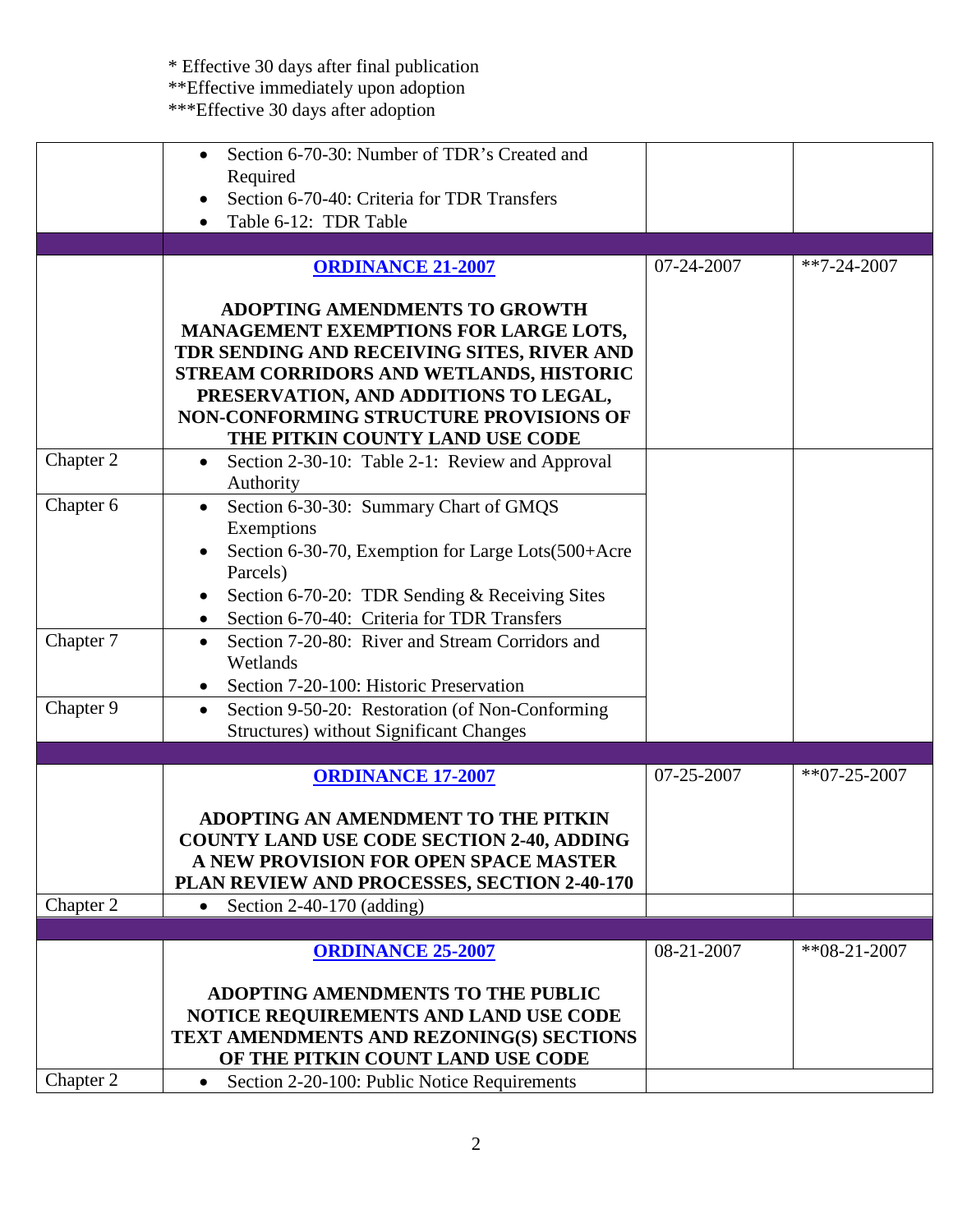\* Effective 30 days after final publication
\*\*Effective immediately upon adoption
\*\*\*Effective 30 days after adoption

| | | | |
|---|---|---|---|
| | • Section 6-70-30: Number of TDR's Created and Required<br>• Section 6-70-40: Criteria for TDR Transfers<br>• Table 6-12: TDR Table | | |
| | | | |
| | **ORDINANCE 21-2007**<br><br>**ADOPTING AMENDMENTS TO GROWTH MANAGEMENT EXEMPTIONS FOR LARGE LOTS, TDR SENDING AND RECEIVING SITES, RIVER AND STREAM CORRIDORS AND WETLANDS, HISTORIC PRESERVATION, AND ADDITIONS TO LEGAL, NON-CONFORMING STRUCTURE PROVISIONS OF THE PITKIN COUNTY LAND USE CODE** | 07-24-2007 | **7-24-2007 |
| Chapter 2 | • Section 2-30-10: Table 2-1: Review and Approval Authority | | |
| Chapter 6 | • Section 6-30-30: Summary Chart of GMQS Exemptions<br>• Section 6-30-70, Exemption for Large Lots(500+Acre Parcels)<br>• Section 6-70-20: TDR Sending & Receiving Sites<br>• Section 6-70-40: Criteria for TDR Transfers | | |
| Chapter 7 | • Section 7-20-80: River and Stream Corridors and Wetlands<br>• Section 7-20-100: Historic Preservation | | |
| Chapter 9 | • Section 9-50-20: Restoration (of Non-Conforming Structures) without Significant Changes | | |
| | | | |
| | **ORDINANCE 17-2007**<br><br>**ADOPTING AN AMENDMENT TO THE PITKIN COUNTY LAND USE CODE SECTION 2-40, ADDING A NEW PROVISION FOR OPEN SPACE MASTER PLAN REVIEW AND PROCESSES, SECTION 2-40-170** | 07-25-2007 | **07-25-2007 |
| Chapter 2 | • Section 2-40-170 (adding) | | |
| | | | |
| | **ORDINANCE 25-2007**<br><br>**ADOPTING AMENDMENTS TO THE PUBLIC NOTICE REQUIREMENTS AND LAND USE CODE TEXT AMENDMENTS AND REZONING(S) SECTIONS OF THE PITKIN COUNT LAND USE CODE** | 08-21-2007 | **08-21-2007 |
| Chapter 2 | • Section 2-20-100: Public Notice Requirements | | |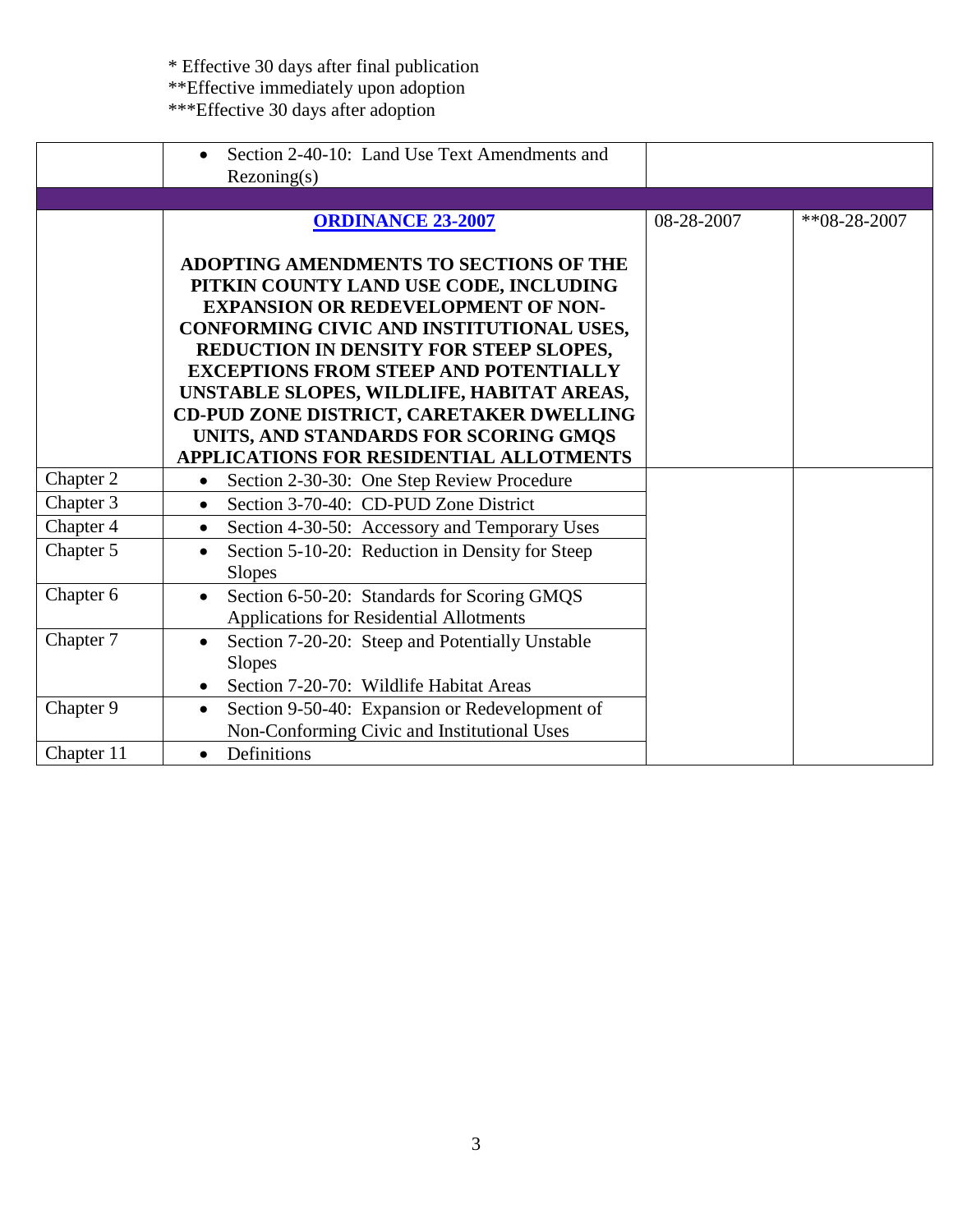\* Effective 30 days after final publication
\*\*Effective immediately upon adoption
\*\*\*Effective 30 days after adoption

| | | | |
|---|---|---|---|
| | • Section 2-40-10: Land Use Text Amendments and Rezoning(s) | | |
| | | | |
| | **ORDINANCE 23-2007**<br><br>**ADOPTING AMENDMENTS TO SECTIONS OF THE PITKIN COUNTY LAND USE CODE, INCLUDING EXPANSION OR REDEVELOPMENT OF NON-CONFORMING CIVIC AND INSTITUTIONAL USES, REDUCTION IN DENSITY FOR STEEP SLOPES, EXCEPTIONS FROM STEEP AND POTENTIALLY UNSTABLE SLOPES, WILDLIFE, HABITAT AREAS, CD-PUD ZONE DISTRICT, CARETAKER DWELLING UNITS, AND STANDARDS FOR SCORING GMQS APPLICATIONS FOR RESIDENTIAL ALLOTMENTS** | 08-28-2007 | **08-28-2007 |
| Chapter 2 | • Section 2-30-30: One Step Review Procedure | | |
| Chapter 3 | • Section 3-70-40: CD-PUD Zone District | | |
| Chapter 4 | • Section 4-30-50: Accessory and Temporary Uses | | |
| Chapter 5 | • Section 5-10-20: Reduction in Density for Steep Slopes | | |
| Chapter 6 | • Section 6-50-20: Standards for Scoring GMQS Applications for Residential Allotments | | |
| Chapter 7 | • Section 7-20-20: Steep and Potentially Unstable Slopes<br>• Section 7-20-70: Wildlife Habitat Areas | | |
| Chapter 9 | • Section 9-50-40: Expansion or Redevelopment of Non-Conforming Civic and Institutional Uses | | |
| Chapter 11 | • Definitions | | |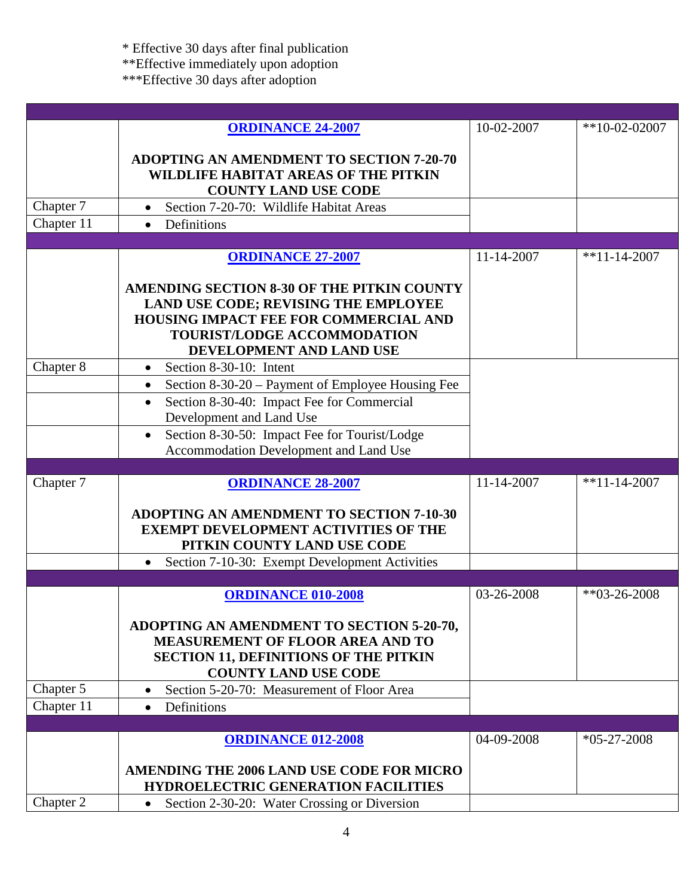\* Effective 30 days after final publication
\*\*Effective immediately upon adoption
\*\*\*Effective 30 days after adoption

| | | | |
|---|---|---|---|
| | **ORDINANCE 24-2007**<br><br>**ADOPTING AN AMENDMENT TO SECTION 7-20-70 WILDLIFE HABITAT AREAS OF THE PITKIN COUNTY LAND USE CODE** | 10-02-2007 | **10-02-02007 |
| Chapter 7 | • Section 7-20-70: Wildlife Habitat Areas | | |
| Chapter 11 | • Definitions | | |
| | | | |
| | **ORDINANCE 27-2007**<br><br>**AMENDING SECTION 8-30 OF THE PITKIN COUNTY LAND USE CODE; REVISING THE EMPLOYEE HOUSING IMPACT FEE FOR COMMERCIAL AND TOURIST/LODGE ACCOMMODATION DEVELOPMENT AND LAND USE** | 11-14-2007 | **11-14-2007 |
| Chapter 8 | • Section 8-30-10: Intent | | |
| | • Section 8-30-20 – Payment of Employee Housing Fee | | |
| | • Section 8-30-40: Impact Fee for Commercial Development and Land Use | | |
| | • Section 8-30-50: Impact Fee for Tourist/Lodge Accommodation Development and Land Use | | |
| | | | |
| Chapter 7 | **ORDINANCE 28-2007**<br><br>**ADOPTING AN AMENDMENT TO SECTION 7-10-30 EXEMPT DEVELOPMENT ACTIVITIES OF THE PITKIN COUNTY LAND USE CODE** | 11-14-2007 | **11-14-2007 |
| | • Section 7-10-30: Exempt Development Activities | | |
| | | | |
| | **ORDINANCE 010-2008**<br><br>**ADOPTING AN AMENDMENT TO SECTION 5-20-70, MEASUREMENT OF FLOOR AREA AND TO SECTION 11, DEFINITIONS OF THE PITKIN COUNTY LAND USE CODE** | 03-26-2008 | **03-26-2008 |
| Chapter 5 | • Section 5-20-70: Measurement of Floor Area | | |
| Chapter 11 | • Definitions | | |
| | | | |
| | **ORDINANCE 012-2008**<br><br>**AMENDING THE 2006 LAND USE CODE FOR MICRO HYDROELECTRIC GENERATION FACILITIES** | 04-09-2008 | *05-27-2008 |
| Chapter 2 | • Section 2-30-20: Water Crossing or Diversion | | |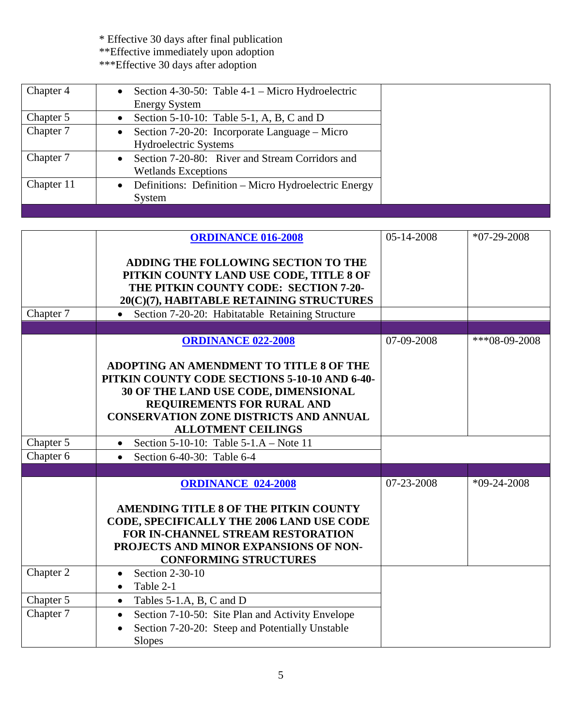\* Effective 30 days after final publication
\*\*Effective immediately upon adoption
\*\*\*Effective 30 days after adoption

| | | | |
|---|---|---|---|
| Chapter 4 | • Section 4-30-50: Table 4-1 – Micro Hydroelectric Energy System | | |
| Chapter 5 | • Section 5-10-10: Table 5-1, A, B, C and D | | |
| Chapter 7 | • Section 7-20-20: Incorporate Language – Micro Hydroelectric Systems | | |
| Chapter 7 | • Section 7-20-80: River and Stream Corridors and Wetlands Exceptions | | |
| Chapter 11 | • Definitions: Definition – Micro Hydroelectric Energy System | | |

| | | | |
|---|---|---|---|
| | **ORDINANCE 016-2008**<br><br>**ADDING THE FOLLOWING SECTION TO THE PITKIN COUNTY LAND USE CODE, TITLE 8 OF THE PITKIN COUNTY CODE: SECTION 7-20-20(C)(7), HABITABLE RETAINING STRUCTURES** | 05-14-2008 | *07-29-2008 |
| Chapter 7 | • Section 7-20-20: Habitatable Retaining Structure | | |
| | | | |
| | **ORDINANCE 022-2008**<br><br>**ADOPTING AN AMENDMENT TO TITLE 8 OF THE PITKIN COUNTY CODE SECTIONS 5-10-10 AND 6-40-30 OF THE LAND USE CODE, DIMENSIONAL REQUIREMENTS FOR RURAL AND CONSERVATION ZONE DISTRICTS AND ANNUAL ALLOTMENT CEILINGS** | 07-09-2008 | ***08-09-2008 |
| Chapter 5 | • Section 5-10-10: Table 5-1.A – Note 11 | | |
| Chapter 6 | • Section 6-40-30: Table 6-4 | | |
| | | | |
| | **ORDINANCE 024-2008**<br><br>**AMENDING TITLE 8 OF THE PITKIN COUNTY CODE, SPECIFICALLY THE 2006 LAND USE CODE FOR IN-CHANNEL STREAM RESTORATION PROJECTS AND MINOR EXPANSIONS OF NON-CONFORMING STRUCTURES** | 07-23-2008 | *09-24-2008 |
| Chapter 2 | • Section 2-30-10<br>• Table 2-1 | | |
| Chapter 5 | • Tables 5-1.A, B, C and D | | |
| Chapter 7 | • Section 7-10-50: Site Plan and Activity Envelope<br>• Section 7-20-20: Steep and Potentially Unstable Slopes | | |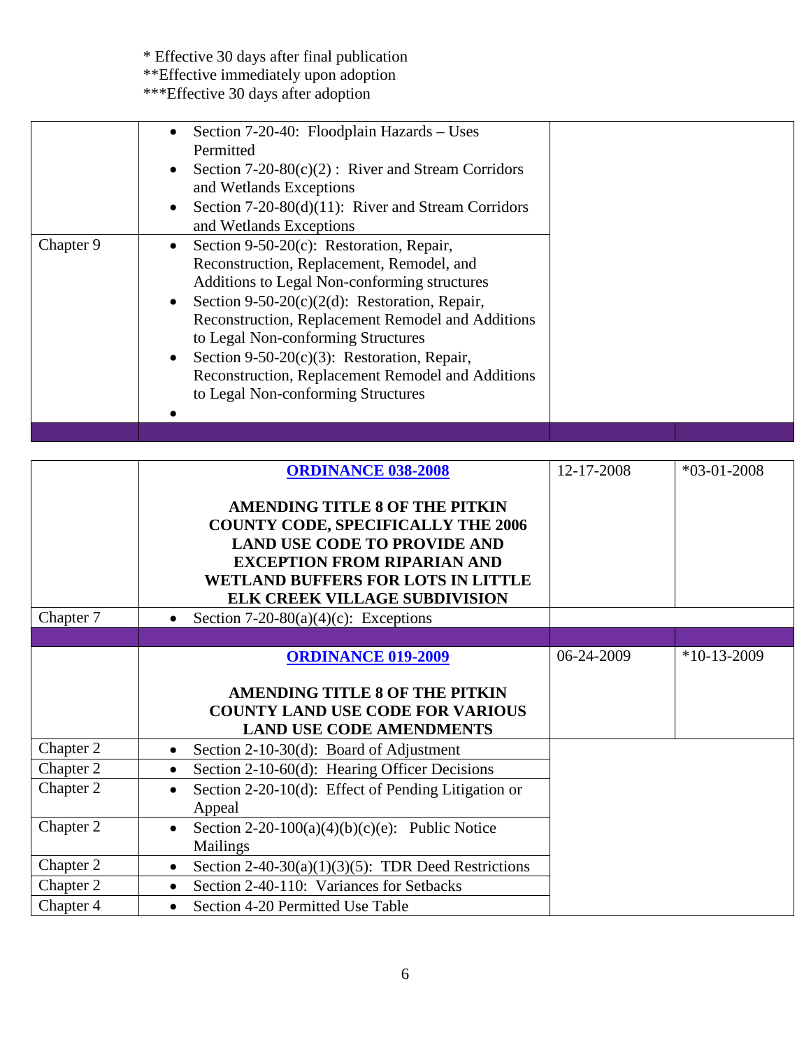\* Effective 30 days after final publication
\*\*Effective immediately upon adoption
\*\*\*Effective 30 days after adoption

| | | | |
|---|---|---|---|
| | • Section 7-20-40: Floodplain Hazards – Uses Permitted<br>• Section 7-20-80(c)(2) : River and Stream Corridors and Wetlands Exceptions<br>• Section 7-20-80(d)(11): River and Stream Corridors and Wetlands Exceptions | | |
| Chapter 9 | • Section 9-50-20(c): Restoration, Repair, Reconstruction, Replacement, Remodel, and Additions to Legal Non-conforming structures<br>• Section 9-50-20(c)(2(d): Restoration, Repair, Reconstruction, Replacement Remodel and Additions to Legal Non-conforming Structures<br>• Section 9-50-20(c)(3): Restoration, Repair, Reconstruction, Replacement Remodel and Additions to Legal Non-conforming Structures<br>• | | |
| | | | |

| | | | |
|---|---|---|---|
| | **ORDINANCE 038-2008**<br><br>**AMENDING TITLE 8 OF THE PITKIN COUNTY CODE, SPECIFICALLY THE 2006 LAND USE CODE TO PROVIDE AND EXCEPTION FROM RIPARIAN AND WETLAND BUFFERS FOR LOTS IN LITTLE ELK CREEK VILLAGE SUBDIVISION** | 12-17-2008 | *03-01-2008 |
| Chapter 7 | • Section 7-20-80(a)(4)(c): Exceptions | | |
| | | | |
| | **ORDINANCE 019-2009**<br><br>**AMENDING TITLE 8 OF THE PITKIN COUNTY LAND USE CODE FOR VARIOUS LAND USE CODE AMENDMENTS** | 06-24-2009 | *10-13-2009 |
| Chapter 2 | • Section 2-10-30(d): Board of Adjustment | | |
| Chapter 2 | • Section 2-10-60(d): Hearing Officer Decisions | | |
| Chapter 2 | • Section 2-20-10(d): Effect of Pending Litigation or Appeal | | |
| Chapter 2 | • Section 2-20-100(a)(4)(b)(c)(e): Public Notice Mailings | | |
| Chapter 2 | • Section 2-40-30(a)(1)(3)(5): TDR Deed Restrictions | | |
| Chapter 2 | • Section 2-40-110: Variances for Setbacks | | |
| Chapter 4 | • Section 4-20 Permitted Use Table | | |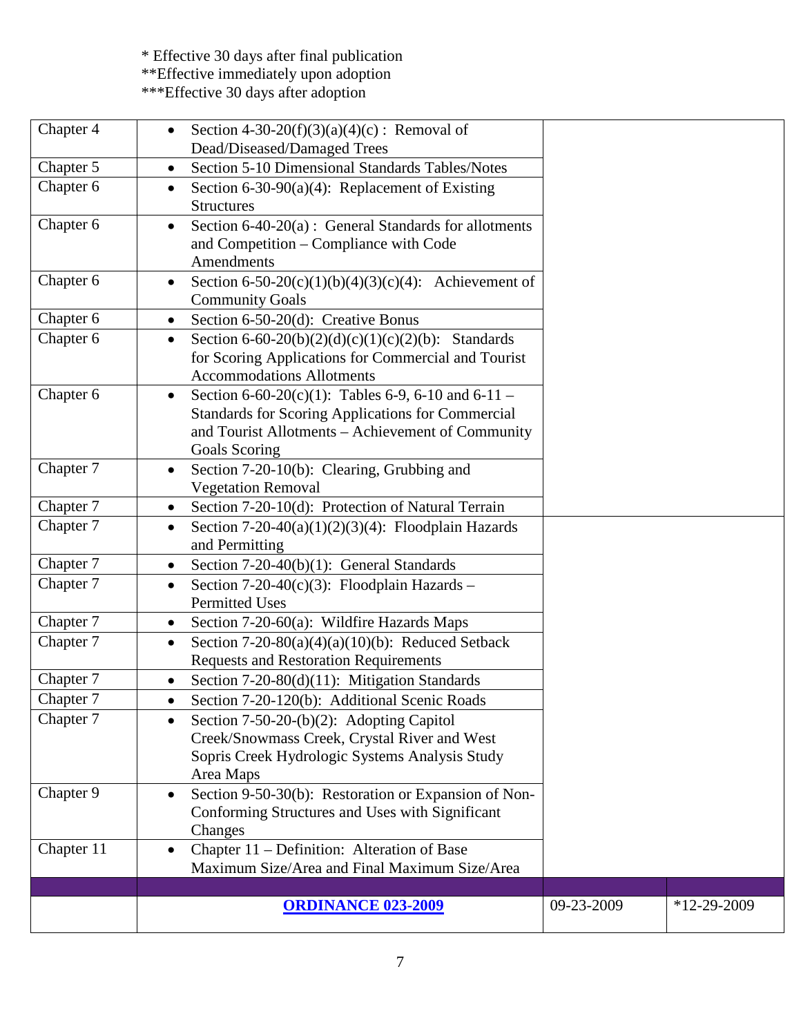* Effective 30 days after final publication
**Effective immediately upon adoption
***Effective 30 days after adoption

| | | | |
|---|---|---|---|
| Chapter 4 | • Section 4-30-20(f)(3)(a)(4)(c) : Removal of Dead/Diseased/Damaged Trees | | |
| Chapter 5 | • Section 5-10 Dimensional Standards Tables/Notes | | |
| Chapter 6 | • Section 6-30-90(a)(4): Replacement of Existing Structures | | |
| Chapter 6 | • Section 6-40-20(a) : General Standards for allotments and Competition – Compliance with Code Amendments | | |
| Chapter 6 | • Section 6-50-20(c)(1)(b)(4)(3)(c)(4): Achievement of Community Goals | | |
| Chapter 6 | • Section 6-50-20(d): Creative Bonus | | |
| Chapter 6 | • Section 6-60-20(b)(2)(d)(c)(1)(c)(2)(b): Standards for Scoring Applications for Commercial and Tourist Accommodations Allotments | | |
| Chapter 6 | • Section 6-60-20(c)(1): Tables 6-9, 6-10 and 6-11 – Standards for Scoring Applications for Commercial and Tourist Allotments – Achievement of Community Goals Scoring | | |
| Chapter 7 | • Section 7-20-10(b): Clearing, Grubbing and Vegetation Removal | | |
| Chapter 7 | • Section 7-20-10(d): Protection of Natural Terrain | | |
| Chapter 7 | • Section 7-20-40(a)(1)(2)(3)(4): Floodplain Hazards and Permitting | | |
| Chapter 7 | • Section 7-20-40(b)(1): General Standards | | |
| Chapter 7 | • Section 7-20-40(c)(3): Floodplain Hazards – Permitted Uses | | |
| Chapter 7 | • Section 7-20-60(a): Wildfire Hazards Maps | | |
| Chapter 7 | • Section 7-20-80(a)(4)(a)(10)(b): Reduced Setback Requests and Restoration Requirements | | |
| Chapter 7 | • Section 7-20-80(d)(11): Mitigation Standards | | |
| Chapter 7 | • Section 7-20-120(b): Additional Scenic Roads | | |
| Chapter 7 | • Section 7-50-20-(b)(2): Adopting Capitol Creek/Snowmass Creek, Crystal River and West Sopris Creek Hydrologic Systems Analysis Study Area Maps | | |
| Chapter 9 | • Section 9-50-30(b): Restoration or Expansion of Non-Conforming Structures and Uses with Significant Changes | | |
| Chapter 11 | • Chapter 11 – Definition: Alteration of Base Maximum Size/Area and Final Maximum Size/Area | | |
| | | | |
| | **ORDINANCE 023-2009** | 09-23-2009 | *12-29-2009 |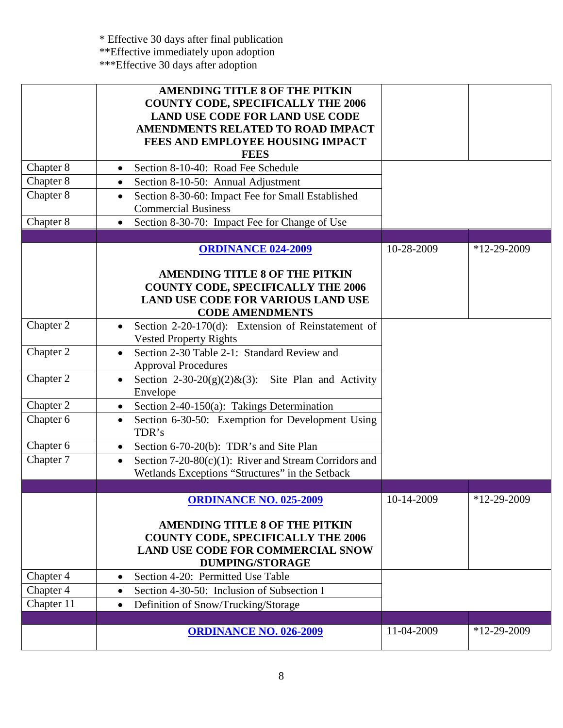\* Effective 30 days after final publication
\*\*Effective immediately upon adoption
\*\*\*Effective 30 days after adoption

| | | | |
|---|---|---|---|
| | **AMENDING TITLE 8 OF THE PITKIN COUNTY CODE, SPECIFICALLY THE 2006 LAND USE CODE FOR LAND USE CODE AMENDMENTS RELATED TO ROAD IMPACT FEES AND EMPLOYEE HOUSING IMPACT FEES** | | |
| Chapter 8 | • Section 8-10-40: Road Fee Schedule | | |
| Chapter 8 | • Section 8-10-50: Annual Adjustment | | |
| Chapter 8 | • Section 8-30-60: Impact Fee for Small Established Commercial Business | | |
| Chapter 8 | • Section 8-30-70: Impact Fee for Change of Use | | |
| | | | |
| | **ORDINANCE 024-2009**<br><br>**AMENDING TITLE 8 OF THE PITKIN COUNTY CODE, SPECIFICALLY THE 2006 LAND USE CODE FOR VARIOUS LAND USE CODE AMENDMENTS** | 10-28-2009 | *12-29-2009 |
| Chapter 2 | • Section 2-20-170(d): Extension of Reinstatement of Vested Property Rights | | |
| Chapter 2 | • Section 2-30 Table 2-1: Standard Review and Approval Procedures | | |
| Chapter 2 | • Section 2-30-20(g)(2)&(3): Site Plan and Activity Envelope | | |
| Chapter 2 | • Section 2-40-150(a): Takings Determination | | |
| Chapter 6 | • Section 6-30-50: Exemption for Development Using TDR's | | |
| Chapter 6 | • Section 6-70-20(b): TDR's and Site Plan | | |
| Chapter 7 | • Section 7-20-80(c)(1): River and Stream Corridors and Wetlands Exceptions "Structures" in the Setback | | |
| | | | |
| | **ORDINANCE NO. 025-2009**<br><br>**AMENDING TITLE 8 OF THE PITKIN COUNTY CODE, SPECIFICALLY THE 2006 LAND USE CODE FOR COMMERCIAL SNOW DUMPING/STORAGE** | 10-14-2009 | *12-29-2009 |
| Chapter 4 | • Section 4-20: Permitted Use Table | | |
| Chapter 4 | • Section 4-30-50: Inclusion of Subsection I | | |
| Chapter 11 | • Definition of Snow/Trucking/Storage | | |
| | | | |
| | **ORDINANCE NO. 026-2009** | 11-04-2009 | *12-29-2009 |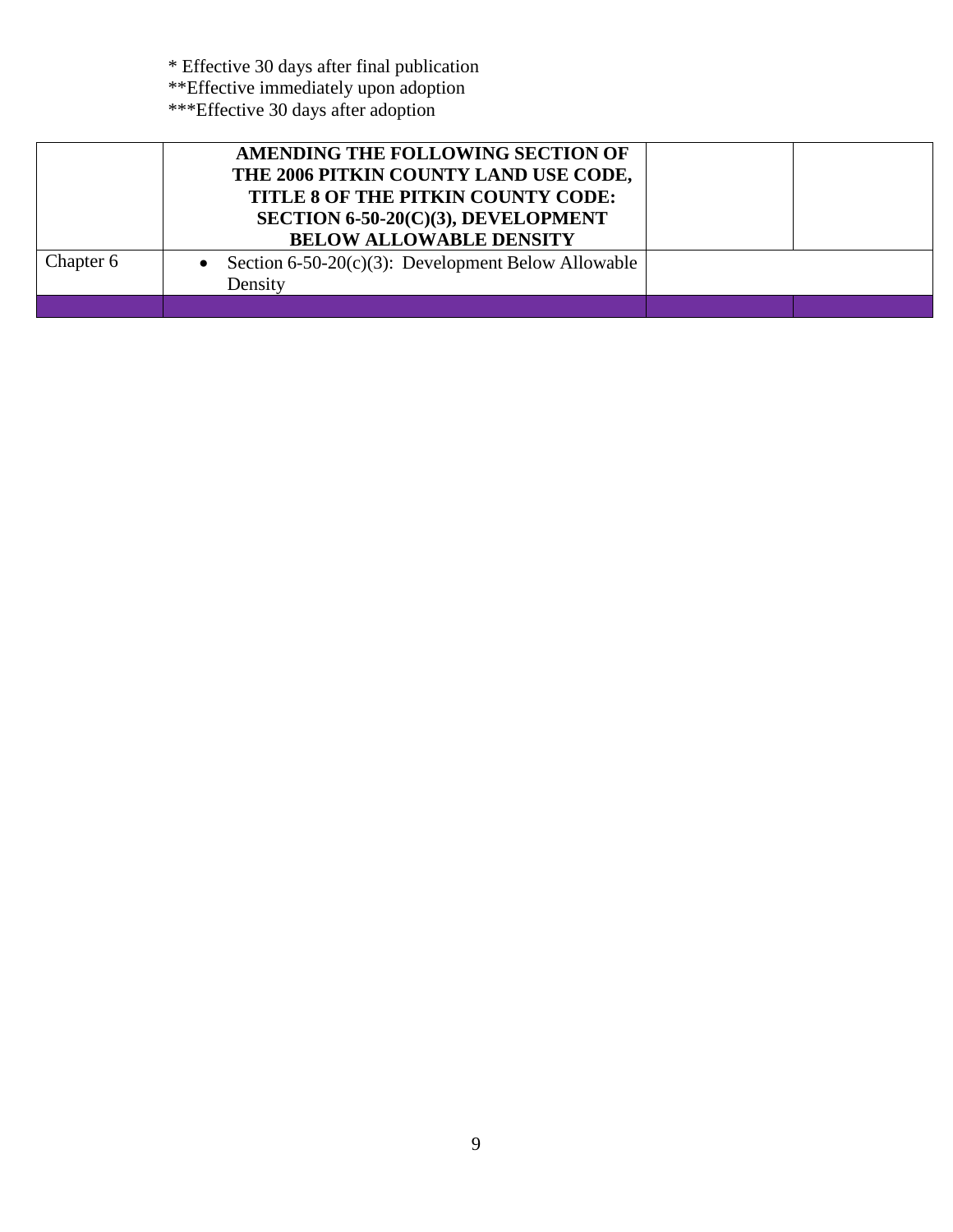\* Effective 30 days after final publication
\*\*Effective immediately upon adoption
\*\*\*Effective 30 days after adoption

| | **AMENDING THE FOLLOWING SECTION OF THE 2006 PITKIN COUNTY LAND USE CODE, TITLE 8 OF THE PITKIN COUNTY CODE: SECTION 6-50-20(C)(3), DEVELOPMENT BELOW ALLOWABLE DENSITY** | | |
|---|---|---|---|
| Chapter 6 | • Section 6-50-20(c)(3): Development Below Allowable Density | | |
| | | | |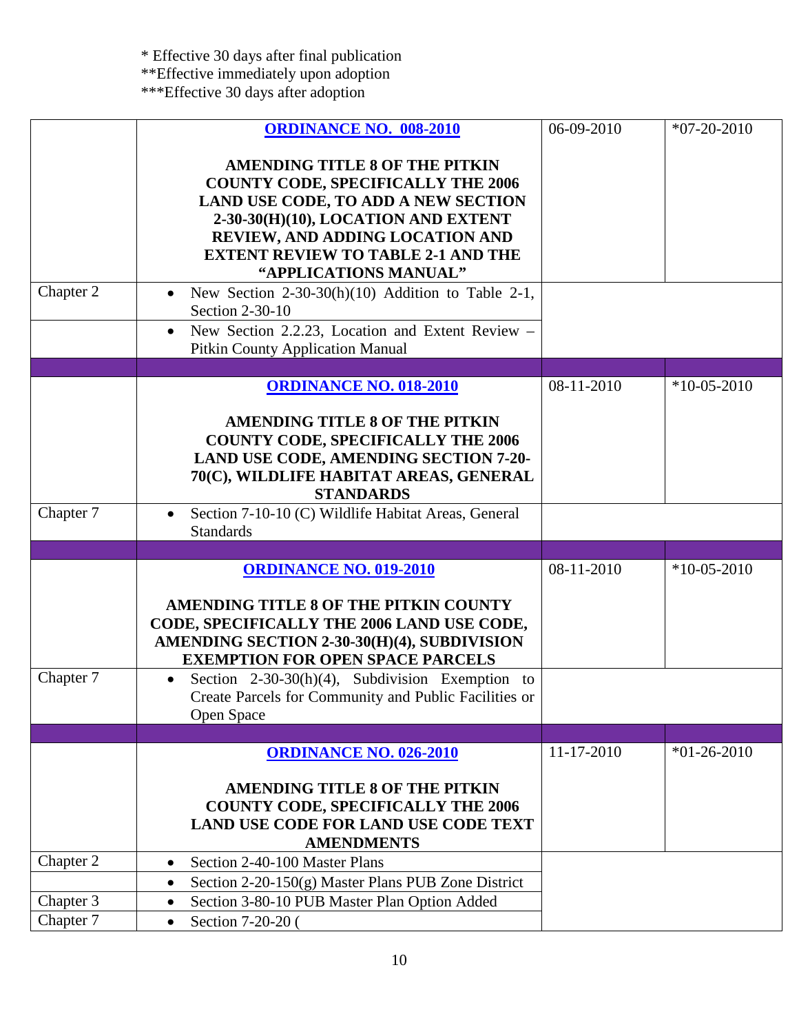* Effective 30 days after final publication
**Effective immediately upon adoption
***Effective 30 days after adoption

| | | | |
|---|---|---|---|
| | **ORDINANCE NO. 008-2010**<br><br>**AMENDING TITLE 8 OF THE PITKIN COUNTY CODE, SPECIFICALLY THE 2006 LAND USE CODE, TO ADD A NEW SECTION 2-30-30(H)(10), LOCATION AND EXTENT REVIEW, AND ADDING LOCATION AND EXTENT REVIEW TO TABLE 2-1 AND THE "APPLICATIONS MANUAL"** | 06-09-2010 | *07-20-2010 |
| Chapter 2 | • New Section 2-30-30(h)(10) Addition to Table 2-1, Section 2-30-10 | | |
| | • New Section 2.2.23, Location and Extent Review – Pitkin County Application Manual | | |
| | | | |
| | **ORDINANCE NO. 018-2010**<br><br>**AMENDING TITLE 8 OF THE PITKIN COUNTY CODE, SPECIFICALLY THE 2006 LAND USE CODE, AMENDING SECTION 7-20-70(C), WILDLIFE HABITAT AREAS, GENERAL STANDARDS** | 08-11-2010 | *10-05-2010 |
| Chapter 7 | • Section 7-10-10 (C) Wildlife Habitat Areas, General Standards | | |
| | | | |
| | **ORDINANCE NO. 019-2010**<br><br>**AMENDING TITLE 8 OF THE PITKIN COUNTY CODE, SPECIFICALLY THE 2006 LAND USE CODE, AMENDING SECTION 2-30-30(H)(4), SUBDIVISION EXEMPTION FOR OPEN SPACE PARCELS** | 08-11-2010 | *10-05-2010 |
| Chapter 7 | • Section 2-30-30(h)(4), Subdivision Exemption to Create Parcels for Community and Public Facilities or Open Space | | |
| | | | |
| | **ORDINANCE NO. 026-2010**<br><br>**AMENDING TITLE 8 OF THE PITKIN COUNTY CODE, SPECIFICALLY THE 2006 LAND USE CODE FOR LAND USE CODE TEXT AMENDMENTS** | 11-17-2010 | *01-26-2010 |
| Chapter 2 | • Section 2-40-100 Master Plans | | |
| | • Section 2-20-150(g) Master Plans PUB Zone District | | |
| Chapter 3 | • Section 3-80-10 PUB Master Plan Option Added | | |
| Chapter 7 | • Section 7-20-20 ( | | |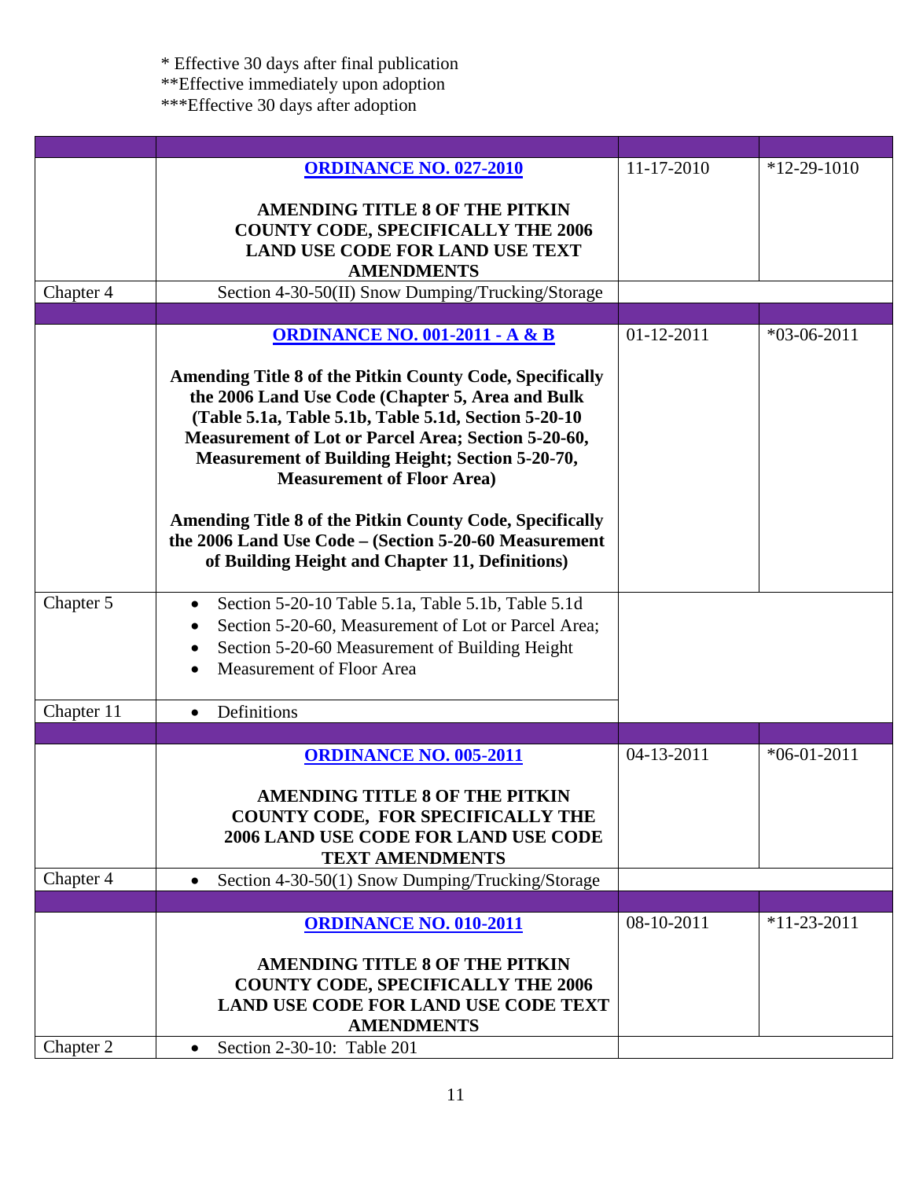\* Effective 30 days after final publication
\*\*Effective immediately upon adoption
\*\*\*Effective 30 days after adoption

| | | | |
|---|---|---|---|
| | **ORDINANCE NO. 027-2010**<br><br>**AMENDING TITLE 8 OF THE PITKIN COUNTY CODE, SPECIFICALLY THE 2006 LAND USE CODE FOR LAND USE TEXT AMENDMENTS** | 11-17-2010 | *12-29-1010 |
| Chapter 4 | Section 4-30-50(II) Snow Dumping/Trucking/Storage | | |
| | | | |
| | **ORDINANCE NO. 001-2011 - A & B**<br><br>**Amending Title 8 of the Pitkin County Code, Specifically the 2006 Land Use Code (Chapter 5, Area and Bulk (Table 5.1a, Table 5.1b, Table 5.1d, Section 5-20-10 Measurement of Lot or Parcel Area; Section 5-20-60, Measurement of Building Height; Section 5-20-70, Measurement of Floor Area)**<br><br>**Amending Title 8 of the Pitkin County Code, Specifically the 2006 Land Use Code – (Section 5-20-60 Measurement of Building Height and Chapter 11, Definitions)** | 01-12-2011 | *03-06-2011 |
| Chapter 5 | • Section 5-20-10 Table 5.1a, Table 5.1b, Table 5.1d<br>• Section 5-20-60, Measurement of Lot or Parcel Area;<br>• Section 5-20-60 Measurement of Building Height<br>• Measurement of Floor Area | | |
| Chapter 11 | • Definitions | | |
| | | | |
| | **ORDINANCE NO. 005-2011**<br><br>**AMENDING TITLE 8 OF THE PITKIN COUNTY CODE, FOR SPECIFICALLY THE 2006 LAND USE CODE FOR LAND USE CODE TEXT AMENDMENTS** | 04-13-2011 | *06-01-2011 |
| Chapter 4 | • Section 4-30-50(1) Snow Dumping/Trucking/Storage | | |
| | | | |
| | **ORDINANCE NO. 010-2011**<br><br>**AMENDING TITLE 8 OF THE PITKIN COUNTY CODE, SPECIFICALLY THE 2006 LAND USE CODE FOR LAND USE CODE TEXT AMENDMENTS** | 08-10-2011 | *11-23-2011 |
| Chapter 2 | • Section 2-30-10: Table 201 | | |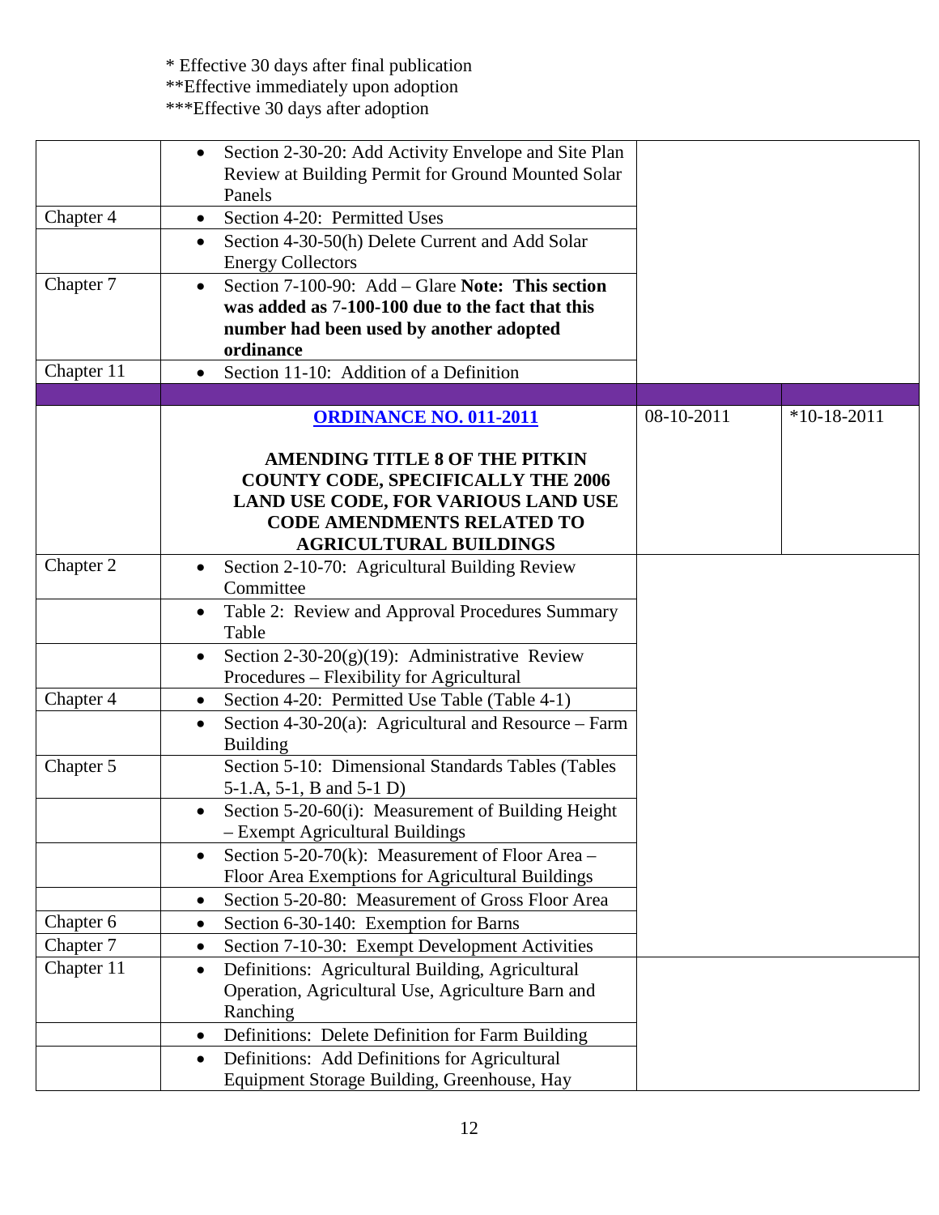\* Effective 30 days after final publication
\*\*Effective immediately upon adoption
\*\*\*Effective 30 days after adoption

| | | | |
|---|---|---|---|
| | • Section 2-30-20: Add Activity Envelope and Site Plan Review at Building Permit for Ground Mounted Solar Panels | | |
| Chapter 4 | • Section 4-20: Permitted Uses | | |
| | • Section 4-30-50(h) Delete Current and Add Solar Energy Collectors | | |
| Chapter 7 | • Section 7-100-90: Add – Glare **Note: This section was added as 7-100-100 due to the fact that this number had been used by another adopted ordinance** | | |
| Chapter 11 | • Section 11-10: Addition of a Definition | | |
| | | | |
| | **ORDINANCE NO. 011-2011**<br><br>**AMENDING TITLE 8 OF THE PITKIN COUNTY CODE, SPECIFICALLY THE 2006 LAND USE CODE, FOR VARIOUS LAND USE CODE AMENDMENTS RELATED TO AGRICULTURAL BUILDINGS** | 08-10-2011 | *10-18-2011 |
| Chapter 2 | • Section 2-10-70: Agricultural Building Review Committee | | |
| | • Table 2: Review and Approval Procedures Summary Table | | |
| | • Section 2-30-20(g)(19): Administrative Review Procedures – Flexibility for Agricultural | | |
| Chapter 4 | • Section 4-20: Permitted Use Table (Table 4-1) | | |
| | • Section 4-30-20(a): Agricultural and Resource – Farm Building | | |
| Chapter 5 | Section 5-10: Dimensional Standards Tables (Tables 5-1.A, 5-1, B and 5-1 D) | | |
| | • Section 5-20-60(i): Measurement of Building Height – Exempt Agricultural Buildings | | |
| | • Section 5-20-70(k): Measurement of Floor Area – Floor Area Exemptions for Agricultural Buildings | | |
| | • Section 5-20-80: Measurement of Gross Floor Area | | |
| Chapter 6 | • Section 6-30-140: Exemption for Barns | | |
| Chapter 7 | • Section 7-10-30: Exempt Development Activities | | |
| Chapter 11 | • Definitions: Agricultural Building, Agricultural Operation, Agricultural Use, Agriculture Barn and Ranching | | |
| | • Definitions: Delete Definition for Farm Building | | |
| | • Definitions: Add Definitions for Agricultural Equipment Storage Building, Greenhouse, Hay | | |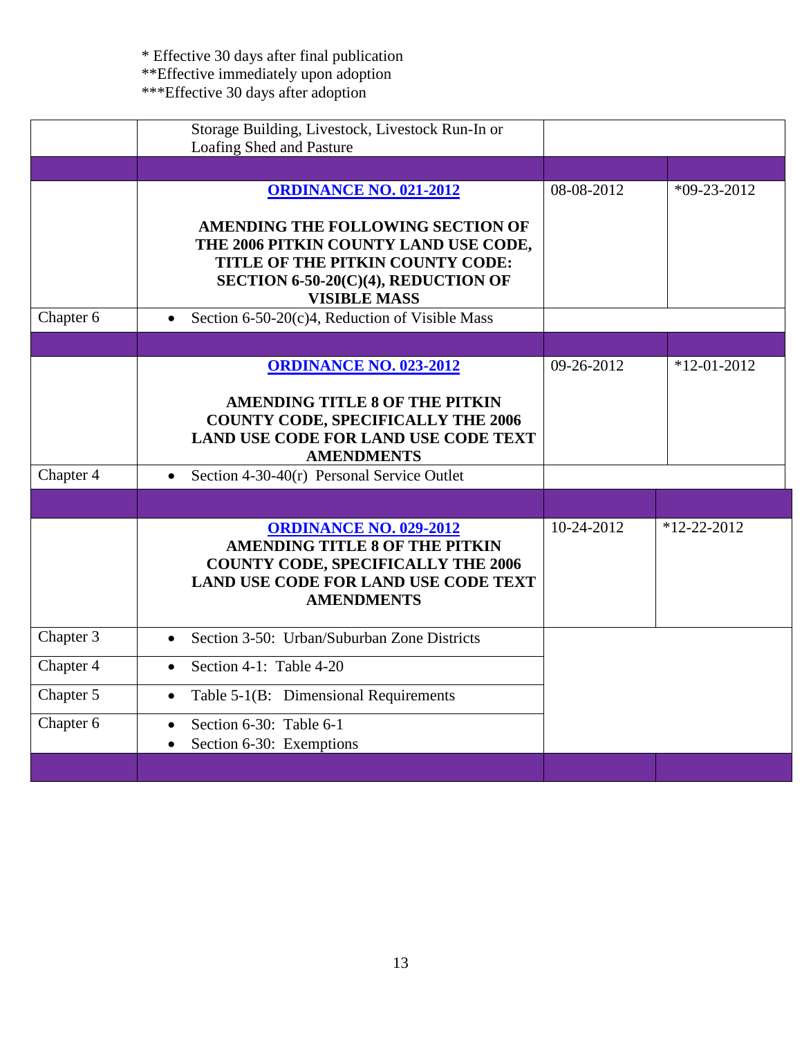* Effective 30 days after final publication
**Effective immediately upon adoption
***Effective 30 days after adoption

| | | | |
|---|---|---|---|
| | Storage Building, Livestock, Livestock Run-In or Loafing Shed and Pasture | | |
| | | | |
| | **ORDINANCE NO. 021-2012**<br><br>**AMENDING THE FOLLOWING SECTION OF THE 2006 PITKIN COUNTY LAND USE CODE, TITLE OF THE PITKIN COUNTY CODE: SECTION 6-50-20(C)(4), REDUCTION OF VISIBLE MASS** | 08-08-2012 | *09-23-2012 |
| Chapter 6 | • Section 6-50-20(c)4, Reduction of Visible Mass | | |
| | | | |
| | **ORDINANCE NO. 023-2012**<br><br>**AMENDING TITLE 8 OF THE PITKIN COUNTY CODE, SPECIFICALLY THE 2006 LAND USE CODE FOR LAND USE CODE TEXT AMENDMENTS** | 09-26-2012 | *12-01-2012 |
| Chapter 4 | • Section 4-30-40(r) Personal Service Outlet | | |
| | | | |
| | **ORDINANCE NO. 029-2012**<br>**AMENDING TITLE 8 OF THE PITKIN COUNTY CODE, SPECIFICALLY THE 2006 LAND USE CODE FOR LAND USE CODE TEXT AMENDMENTS** | 10-24-2012 | *12-22-2012 |
| Chapter 3 | • Section 3-50: Urban/Suburban Zone Districts | | |
| Chapter 4 | • Section 4-1: Table 4-20 | | |
| Chapter 5 | • Table 5-1(B: Dimensional Requirements | | |
| Chapter 6 | • Section 6-30: Table 6-1<br>• Section 6-30: Exemptions | | |
| | | | |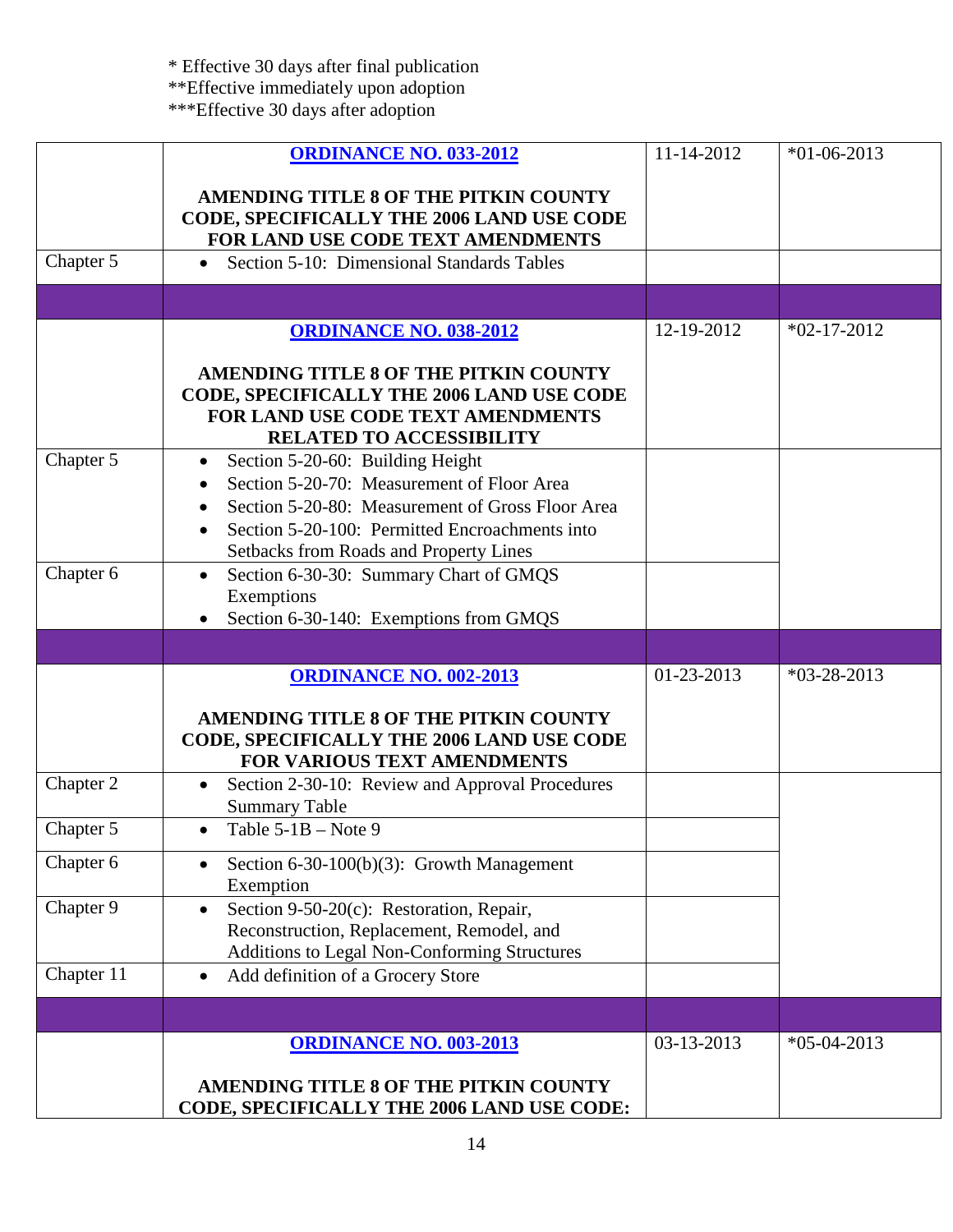\* Effective 30 days after final publication
\*\*Effective immediately upon adoption
\*\*\*Effective 30 days after adoption

| | | | |
|---|---|---|---|
| | **ORDINANCE NO. 033-2012**<br><br>**AMENDING TITLE 8 OF THE PITKIN COUNTY CODE, SPECIFICALLY THE 2006 LAND USE CODE FOR LAND USE CODE TEXT AMENDMENTS** | 11-14-2012 | *01-06-2013 |
| Chapter 5 | • Section 5-10: Dimensional Standards Tables | | |
| | | | |
| | **ORDINANCE NO. 038-2012**<br><br>**AMENDING TITLE 8 OF THE PITKIN COUNTY CODE, SPECIFICALLY THE 2006 LAND USE CODE FOR LAND USE CODE TEXT AMENDMENTS RELATED TO ACCESSIBILITY** | 12-19-2012 | *02-17-2012 |
| Chapter 5 | • Section 5-20-60: Building Height<br>• Section 5-20-70: Measurement of Floor Area<br>• Section 5-20-80: Measurement of Gross Floor Area<br>• Section 5-20-100: Permitted Encroachments into Setbacks from Roads and Property Lines | | |
| Chapter 6 | • Section 6-30-30: Summary Chart of GMQS Exemptions<br>• Section 6-30-140: Exemptions from GMQS | | |
| | | | |
| | **ORDINANCE NO. 002-2013**<br><br>**AMENDING TITLE 8 OF THE PITKIN COUNTY CODE, SPECIFICALLY THE 2006 LAND USE CODE FOR VARIOUS TEXT AMENDMENTS** | 01-23-2013 | *03-28-2013 |
| Chapter 2 | • Section 2-30-10: Review and Approval Procedures Summary Table | | |
| Chapter 5 | • Table 5-1B – Note 9 | | |
| Chapter 6 | • Section 6-30-100(b)(3): Growth Management Exemption | | |
| Chapter 9 | • Section 9-50-20(c): Restoration, Repair, Reconstruction, Replacement, Remodel, and Additions to Legal Non-Conforming Structures | | |
| Chapter 11 | • Add definition of a Grocery Store | | |
| | | | |
| | **ORDINANCE NO. 003-2013**<br><br>**AMENDING TITLE 8 OF THE PITKIN COUNTY CODE, SPECIFICALLY THE 2006 LAND USE CODE:** | 03-13-2013 | *05-04-2013 |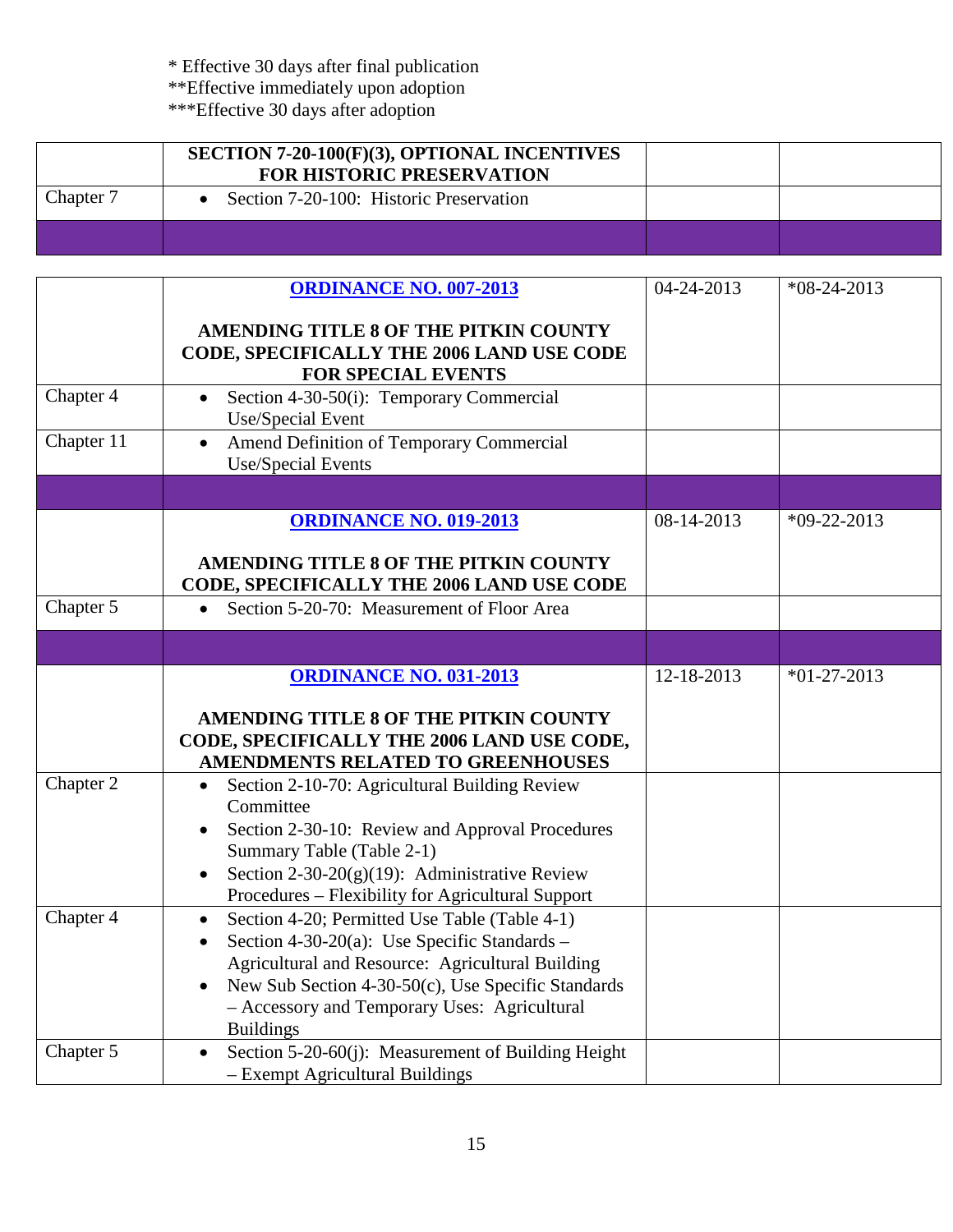* Effective 30 days after final publication
**Effective immediately upon adoption
***Effective 30 days after adoption

| | **SECTION 7-20-100(F)(3), OPTIONAL INCENTIVES FOR HISTORIC PRESERVATION** | | |
|---|---|---|---|
| Chapter 7 | • Section 7-20-100: Historic Preservation | | |
| | | | |

| | **ORDINANCE NO. 007-2013**<br><br>**AMENDING TITLE 8 OF THE PITKIN COUNTY CODE, SPECIFICALLY THE 2006 LAND USE CODE FOR SPECIAL EVENTS** | 04-24-2013 | *08-24-2013 |
|---|---|---|---|
| Chapter 4 | • Section 4-30-50(i): Temporary Commercial Use/Special Event | | |
| Chapter 11 | • Amend Definition of Temporary Commercial Use/Special Events | | |
| | | | |
| | **ORDINANCE NO. 019-2013**<br><br>**AMENDING TITLE 8 OF THE PITKIN COUNTY CODE, SPECIFICALLY THE 2006 LAND USE CODE** | 08-14-2013 | *09-22-2013 |
| Chapter 5 | • Section 5-20-70: Measurement of Floor Area | | |
| | | | |
| | **ORDINANCE NO. 031-2013**<br><br>**AMENDING TITLE 8 OF THE PITKIN COUNTY CODE, SPECIFICALLY THE 2006 LAND USE CODE, AMENDMENTS RELATED TO GREENHOUSES** | 12-18-2013 | *01-27-2013 |
| Chapter 2 | • Section 2-10-70: Agricultural Building Review Committee<br>• Section 2-30-10: Review and Approval Procedures Summary Table (Table 2-1)<br>• Section 2-30-20(g)(19): Administrative Review Procedures – Flexibility for Agricultural Support | | |
| Chapter 4 | • Section 4-20; Permitted Use Table (Table 4-1)<br>• Section 4-30-20(a): Use Specific Standards – Agricultural and Resource: Agricultural Building<br>• New Sub Section 4-30-50(c), Use Specific Standards – Accessory and Temporary Uses: Agricultural Buildings | | |
| Chapter 5 | • Section 5-20-60(j): Measurement of Building Height – Exempt Agricultural Buildings | | |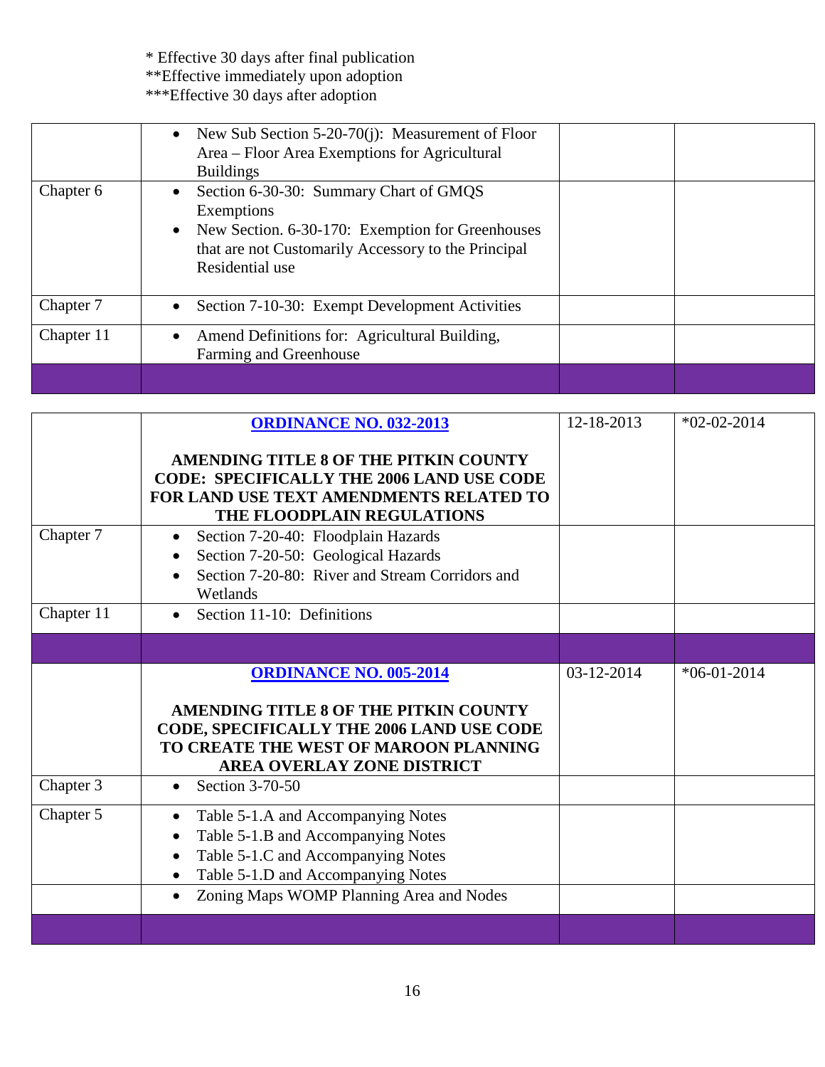\* Effective 30 days after final publication
\*\*Effective immediately upon adoption
\*\*\*Effective 30 days after adoption

| | | | |
|---|---|---|---|
| | • New Sub Section 5-20-70(j): Measurement of Floor Area – Floor Area Exemptions for Agricultural Buildings | | |
| Chapter 6 | • Section 6-30-30: Summary Chart of GMQS Exemptions<br>• New Section. 6-30-170: Exemption for Greenhouses that are not Customarily Accessory to the Principal Residential use | | |
| Chapter 7 | • Section 7-10-30: Exempt Development Activities | | |
| Chapter 11 | • Amend Definitions for: Agricultural Building, Farming and Greenhouse | | |
| | | | |

| | | | |
|---|---|---|---|
| | **ORDINANCE NO. 032-2013**<br><br>**AMENDING TITLE 8 OF THE PITKIN COUNTY CODE: SPECIFICALLY THE 2006 LAND USE CODE FOR LAND USE TEXT AMENDMENTS RELATED TO THE FLOODPLAIN REGULATIONS** | 12-18-2013 | *02-02-2014 |
| Chapter 7 | • Section 7-20-40: Floodplain Hazards<br>• Section 7-20-50: Geological Hazards<br>• Section 7-20-80: River and Stream Corridors and Wetlands | | |
| Chapter 11 | • Section 11-10: Definitions | | |
| | | | |
| | **ORDINANCE NO. 005-2014**<br><br>**AMENDING TITLE 8 OF THE PITKIN COUNTY CODE, SPECIFICALLY THE 2006 LAND USE CODE TO CREATE THE WEST OF MAROON PLANNING AREA OVERLAY ZONE DISTRICT** | 03-12-2014 | *06-01-2014 |
| Chapter 3 | • Section 3-70-50 | | |
| Chapter 5 | • Table 5-1.A and Accompanying Notes<br>• Table 5-1.B and Accompanying Notes<br>• Table 5-1.C and Accompanying Notes<br>• Table 5-1.D and Accompanying Notes | | |
| | • Zoning Maps WOMP Planning Area and Nodes | | |
| | | | |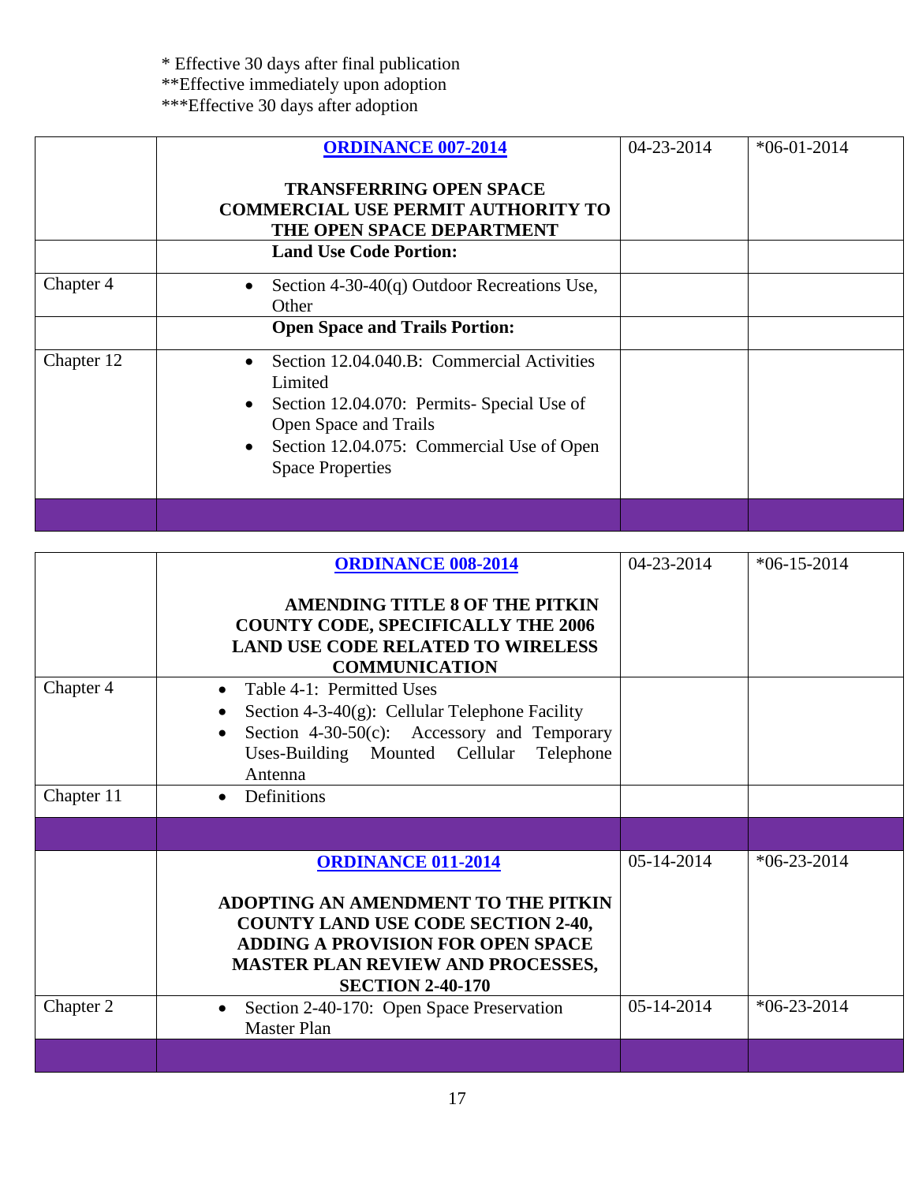* Effective 30 days after final publication
**Effective immediately upon adoption
***Effective 30 days after adoption

| | | | |
|---|---|---|---|
| | **ORDINANCE 007-2014**<br><br>**TRANSFERRING OPEN SPACE COMMERCIAL USE PERMIT AUTHORITY TO THE OPEN SPACE DEPARTMENT** | 04-23-2014 | *06-01-2014 |
| | **Land Use Code Portion:** | | |
| Chapter 4 | • Section 4-30-40(q) Outdoor Recreations Use, Other | | |
| | **Open Space and Trails Portion:** | | |
| Chapter 12 | • Section 12.04.040.B: Commercial Activities Limited<br>• Section 12.04.070: Permits- Special Use of Open Space and Trails<br>• Section 12.04.075: Commercial Use of Open Space Properties | | |
| | | | |

| | | | |
|---|---|---|---|
| | **ORDINANCE 008-2014**<br><br>**AMENDING TITLE 8 OF THE PITKIN COUNTY CODE, SPECIFICALLY THE 2006 LAND USE CODE RELATED TO WIRELESS COMMUNICATION** | 04-23-2014 | *06-15-2014 |
| Chapter 4 | • Table 4-1: Permitted Uses<br>• Section 4-3-40(g): Cellular Telephone Facility<br>• Section 4-30-50(c): Accessory and Temporary Uses-Building Mounted Cellular Telephone Antenna | | |
| Chapter 11 | • Definitions | | |
| | | | |
| | **ORDINANCE 011-2014**<br><br>**ADOPTING AN AMENDMENT TO THE PITKIN COUNTY LAND USE CODE SECTION 2-40, ADDING A PROVISION FOR OPEN SPACE MASTER PLAN REVIEW AND PROCESSES, SECTION 2-40-170** | 05-14-2014 | *06-23-2014 |
| Chapter 2 | • Section 2-40-170: Open Space Preservation Master Plan | 05-14-2014 | *06-23-2014 |
| | | | |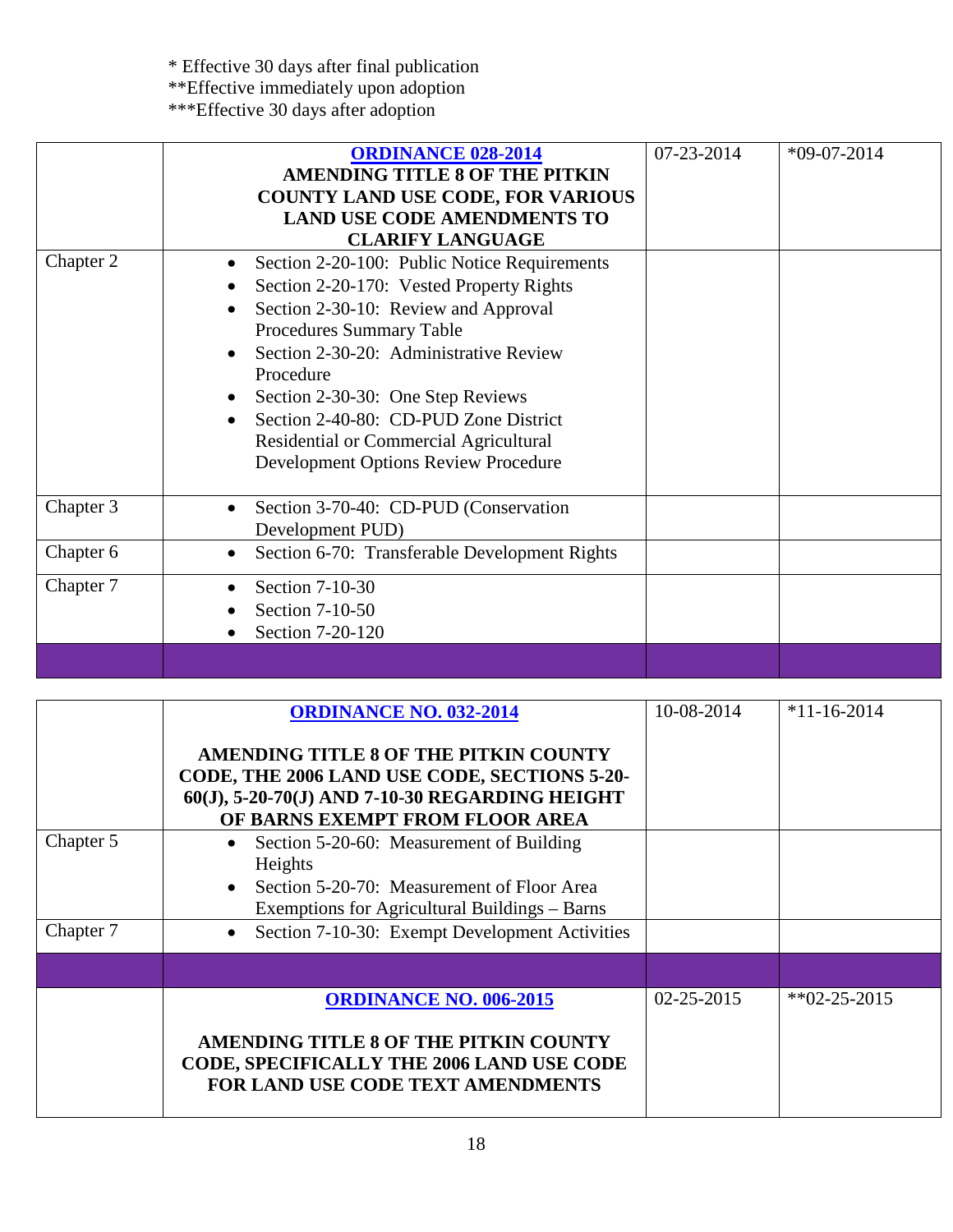\* Effective 30 days after final publication
\*\*Effective immediately upon adoption
\*\*\*Effective 30 days after adoption

| | | | |
|---|---|---|---|
| | **ORDINANCE 028-2014**<br>**AMENDING TITLE 8 OF THE PITKIN COUNTY LAND USE CODE, FOR VARIOUS LAND USE CODE AMENDMENTS TO CLARIFY LANGUAGE** | 07-23-2014 | *09-07-2014 |
| Chapter 2 | • Section 2-20-100: Public Notice Requirements<br>• Section 2-20-170: Vested Property Rights<br>• Section 2-30-10: Review and Approval Procedures Summary Table<br>• Section 2-30-20: Administrative Review Procedure<br>• Section 2-30-30: One Step Reviews<br>• Section 2-40-80: CD-PUD Zone District Residential or Commercial Agricultural Development Options Review Procedure | | |
| Chapter 3 | • Section 3-70-40: CD-PUD (Conservation Development PUD) | | |
| Chapter 6 | • Section 6-70: Transferable Development Rights | | |
| Chapter 7 | • Section 7-10-30<br>• Section 7-10-50<br>• Section 7-20-120 | | |
| | | | |

| | | | |
|---|---|---|---|
| | **ORDINANCE NO. 032-2014**<br><br>**AMENDING TITLE 8 OF THE PITKIN COUNTY CODE, THE 2006 LAND USE CODE, SECTIONS 5-20-60(J), 5-20-70(J) AND 7-10-30 REGARDING HEIGHT OF BARNS EXEMPT FROM FLOOR AREA** | 10-08-2014 | *11-16-2014 |
| Chapter 5 | • Section 5-20-60: Measurement of Building Heights<br>• Section 5-20-70: Measurement of Floor Area Exemptions for Agricultural Buildings – Barns | | |
| Chapter 7 | • Section 7-10-30: Exempt Development Activities | | |
| | | | |
| | **ORDINANCE NO. 006-2015**<br><br>**AMENDING TITLE 8 OF THE PITKIN COUNTY CODE, SPECIFICALLY THE 2006 LAND USE CODE FOR LAND USE CODE TEXT AMENDMENTS** | 02-25-2015 | **02-25-2015 |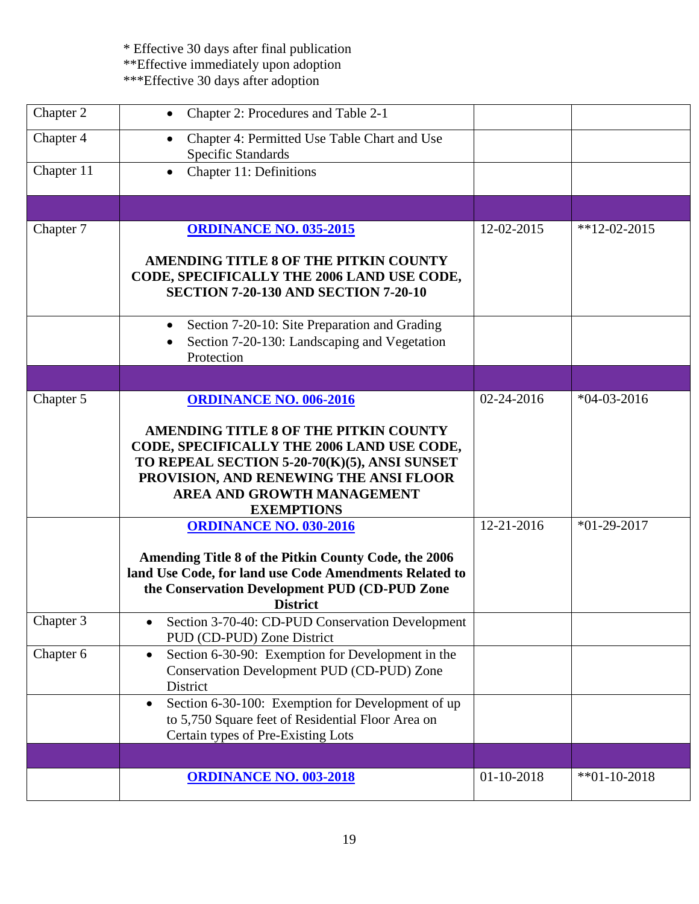\* Effective 30 days after final publication
\*\*Effective immediately upon adoption
\*\*\*Effective 30 days after adoption

| | | | |
|---|---|---|---|
| Chapter 2 | • Chapter 2: Procedures and Table 2-1 | | |
| Chapter 4 | • Chapter 4: Permitted Use Table Chart and Use Specific Standards | | |
| Chapter 11 | • Chapter 11: Definitions | | |
| | | | |
| Chapter 7 | **ORDINANCE NO. 035-2015**<br><br>**AMENDING TITLE 8 OF THE PITKIN COUNTY CODE, SPECIFICALLY THE 2006 LAND USE CODE, SECTION 7-20-130 AND SECTION 7-20-10** | 12-02-2015 | **12-02-2015 |
| | • Section 7-20-10: Site Preparation and Grading<br>• Section 7-20-130: Landscaping and Vegetation Protection | | |
| | | | |
| Chapter 5 | **ORDINANCE NO. 006-2016**<br><br>**AMENDING TITLE 8 OF THE PITKIN COUNTY CODE, SPECIFICALLY THE 2006 LAND USE CODE, TO REPEAL SECTION 5-20-70(K)(5), ANSI SUNSET PROVISION, AND RENEWING THE ANSI FLOOR AREA AND GROWTH MANAGEMENT EXEMPTIONS** | 02-24-2016 | *04-03-2016 |
| | **ORDINANCE NO. 030-2016**<br><br>**Amending Title 8 of the Pitkin County Code, the 2006 land Use Code, for land use Code Amendments Related to the Conservation Development PUD (CD-PUD Zone District** | 12-21-2016 | *01-29-2017 |
| Chapter 3 | • Section 3-70-40: CD-PUD Conservation Development PUD (CD-PUD) Zone District | | |
| Chapter 6 | • Section 6-30-90: Exemption for Development in the Conservation Development PUD (CD-PUD) Zone District | | |
| | • Section 6-30-100: Exemption for Development of up to 5,750 Square feet of Residential Floor Area on Certain types of Pre-Existing Lots | | |
| | | | |
| | **ORDINANCE NO. 003-2018** | 01-10-2018 | **01-10-2018 |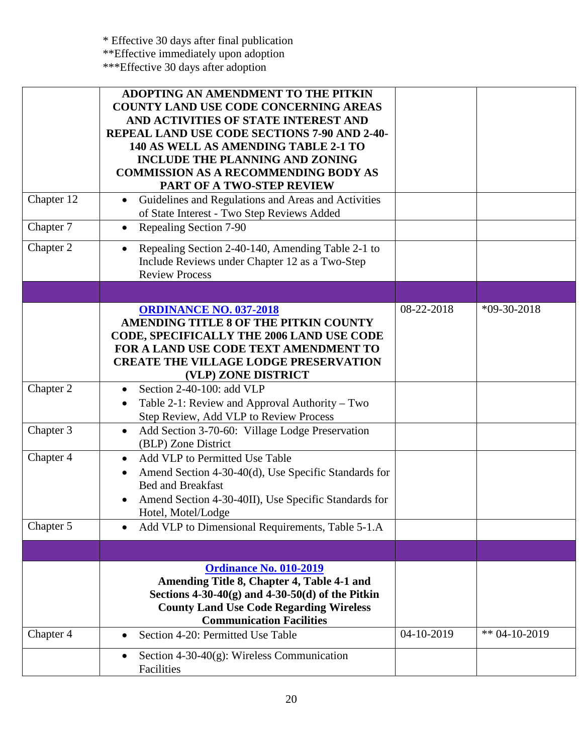\* Effective 30 days after final publication
\*\*Effective immediately upon adoption
\*\*\*Effective 30 days after adoption

| | | | |
|---|---|---|---|
| | **ADOPTING AN AMENDMENT TO THE PITKIN COUNTY LAND USE CODE CONCERNING AREAS AND ACTIVITIES OF STATE INTEREST AND REPEAL LAND USE CODE SECTIONS 7-90 AND 2-40-140 AS WELL AS AMENDING TABLE 2-1 TO INCLUDE THE PLANNING AND ZONING COMMISSION AS A RECOMMENDING BODY AS PART OF A TWO-STEP REVIEW** | | |
| Chapter 12 | • Guidelines and Regulations and Areas and Activities of State Interest - Two Step Reviews Added | | |
| Chapter 7 | • Repealing Section 7-90 | | |
| Chapter 2 | • Repealing Section 2-40-140, Amending Table 2-1 to Include Reviews under Chapter 12 as a Two-Step Review Process | | |
| | | | |
| | **ORDINANCE NO. 037-2018**<br>**AMENDING TITLE 8 OF THE PITKIN COUNTY CODE, SPECIFICALLY THE 2006 LAND USE CODE FOR A LAND USE CODE TEXT AMENDMENT TO CREATE THE VILLAGE LODGE PRESERVATION (VLP) ZONE DISTRICT** | 08-22-2018 | *09-30-2018 |
| Chapter 2 | • Section 2-40-100: add VLP<br>• Table 2-1: Review and Approval Authority – Two Step Review, Add VLP to Review Process | | |
| Chapter 3 | • Add Section 3-70-60: Village Lodge Preservation (BLP) Zone District | | |
| Chapter 4 | • Add VLP to Permitted Use Table<br>• Amend Section 4-30-40(d), Use Specific Standards for Bed and Breakfast<br>• Amend Section 4-30-40II), Use Specific Standards for Hotel, Motel/Lodge | | |
| Chapter 5 | • Add VLP to Dimensional Requirements, Table 5-1.A | | |
| | | | |
| | **Ordinance No. 010-2019**<br>**Amending Title 8, Chapter 4, Table 4-1 and Sections 4-30-40(g) and 4-30-50(d) of the Pitkin County Land Use Code Regarding Wireless Communication Facilities** | | |
| Chapter 4 | • Section 4-20: Permitted Use Table | 04-10-2019 | ** 04-10-2019 |
| | • Section 4-30-40(g): Wireless Communication Facilities | | |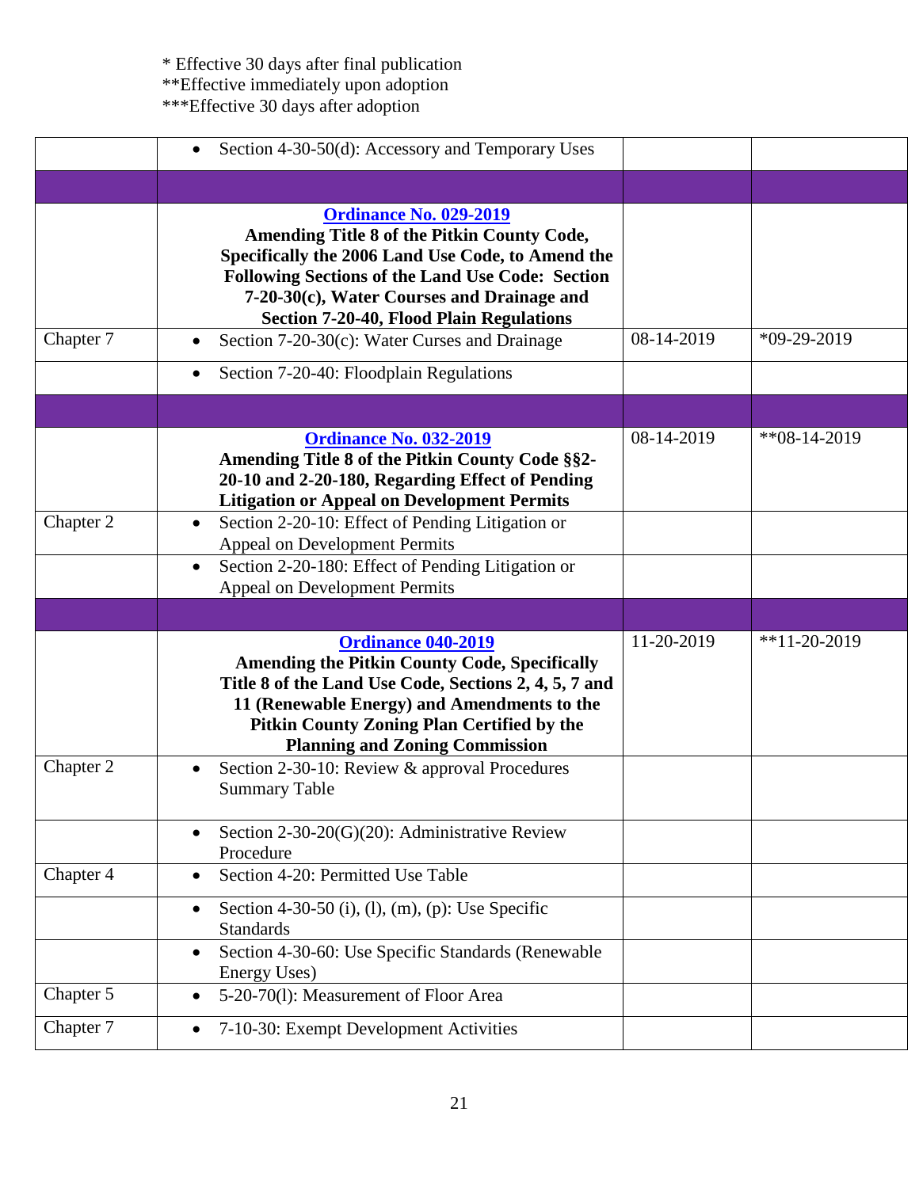* Effective 30 days after final publication
**Effective immediately upon adoption
***Effective 30 days after adoption

| | | | |
|---|---|---|---|
| | • Section 4-30-50(d): Accessory and Temporary Uses | | |
| | | | |
| | **Ordinance No. 029-2019** **Amending Title 8 of the Pitkin County Code, Specifically the 2006 Land Use Code, to Amend the Following Sections of the Land Use Code: Section 7-20-30(c), Water Courses and Drainage and Section 7-20-40, Flood Plain Regulations** | | |
| Chapter 7 | • Section 7-20-30(c): Water Curses and Drainage | 08-14-2019 | *09-29-2019 |
| | • Section 7-20-40: Floodplain Regulations | | |
| | | | |
| | **Ordinance No. 032-2019** **Amending Title 8 of the Pitkin County Code §§2-20-10 and 2-20-180, Regarding Effect of Pending Litigation or Appeal on Development Permits** | 08-14-2019 | **08-14-2019 |
| Chapter 2 | • Section 2-20-10: Effect of Pending Litigation or Appeal on Development Permits | | |
| | • Section 2-20-180: Effect of Pending Litigation or Appeal on Development Permits | | |
| | | | |
| | **Ordinance 040-2019** **Amending the Pitkin County Code, Specifically Title 8 of the Land Use Code, Sections 2, 4, 5, 7 and 11 (Renewable Energy) and Amendments to the Pitkin County Zoning Plan Certified by the Planning and Zoning Commission** | 11-20-2019 | **11-20-2019 |
| Chapter 2 | • Section 2-30-10: Review & approval Procedures Summary Table | | |
| | • Section 2-30-20(G)(20): Administrative Review Procedure | | |
| Chapter 4 | • Section 4-20: Permitted Use Table | | |
| | • Section 4-30-50 (i), (l), (m), (p): Use Specific Standards | | |
| | • Section 4-30-60: Use Specific Standards (Renewable Energy Uses) | | |
| Chapter 5 | • 5-20-70(l): Measurement of Floor Area | | |
| Chapter 7 | • 7-10-30: Exempt Development Activities | | |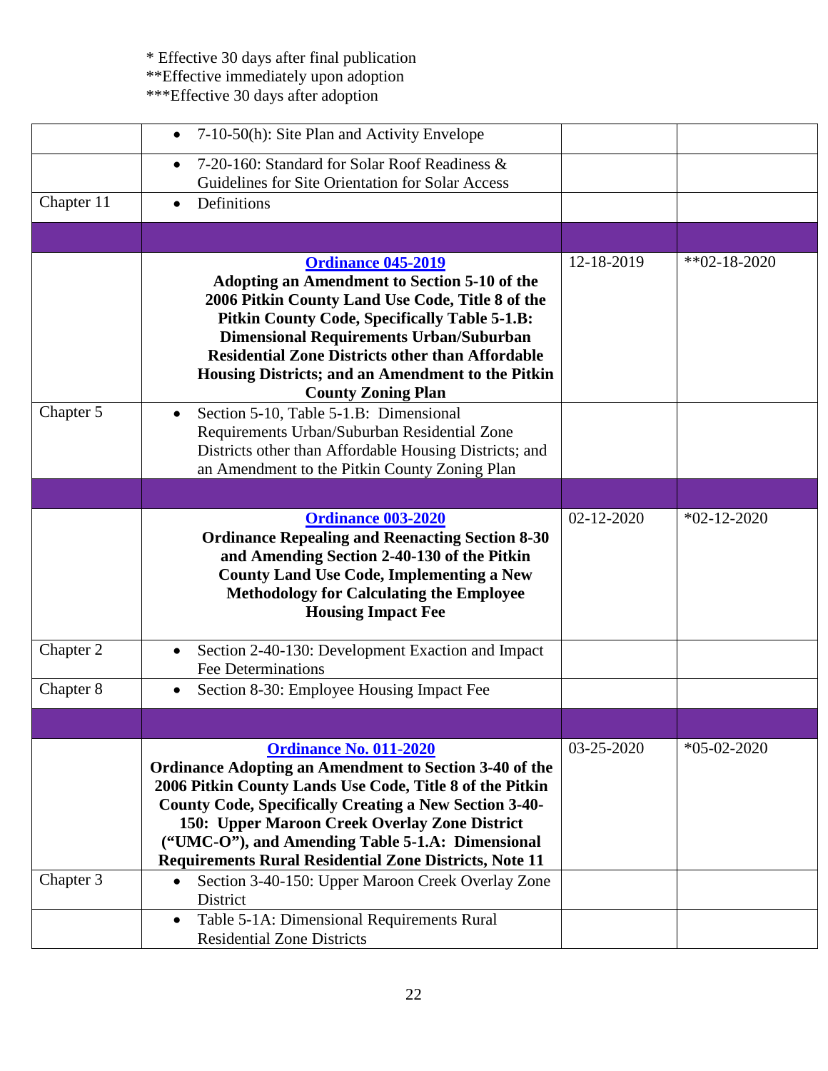* Effective 30 days after final publication
**Effective immediately upon adoption
***Effective 30 days after adoption

| | | | |
|---|---|---|---|
| | • 7-10-50(h): Site Plan and Activity Envelope | | |
| | • 7-20-160: Standard for Solar Roof Readiness & Guidelines for Site Orientation for Solar Access | | |
| Chapter 11 | • Definitions | | |
| | | | |
| | **Ordinance 045-2019** **Adopting an Amendment to Section 5-10 of the 2006 Pitkin County Land Use Code, Title 8 of the Pitkin County Code, Specifically Table 5-1.B: Dimensional Requirements Urban/Suburban Residential Zone Districts other than Affordable Housing Districts; and an Amendment to the Pitkin County Zoning Plan** | 12-18-2019 | **02-18-2020 |
| Chapter 5 | • Section 5-10, Table 5-1.B: Dimensional Requirements Urban/Suburban Residential Zone Districts other than Affordable Housing Districts; and an Amendment to the Pitkin County Zoning Plan | | |
| | | | |
| | **Ordinance 003-2020** **Ordinance Repealing and Reenacting Section 8-30 and Amending Section 2-40-130 of the Pitkin County Land Use Code, Implementing a New Methodology for Calculating the Employee Housing Impact Fee** | 02-12-2020 | *02-12-2020 |
| Chapter 2 | • Section 2-40-130: Development Exaction and Impact Fee Determinations | | |
| Chapter 8 | • Section 8-30: Employee Housing Impact Fee | | |
| | | | |
| | **Ordinance No. 011-2020** **Ordinance Adopting an Amendment to Section 3-40 of the 2006 Pitkin County Lands Use Code, Title 8 of the Pitkin County Code, Specifically Creating a New Section 3-40-150: Upper Maroon Creek Overlay Zone District ("UMC-O"), and Amending Table 5-1.A: Dimensional Requirements Rural Residential Zone Districts, Note 11** | 03-25-2020 | *05-02-2020 |
| Chapter 3 | • Section 3-40-150: Upper Maroon Creek Overlay Zone District | | |
| | • Table 5-1A: Dimensional Requirements Rural Residential Zone Districts | | |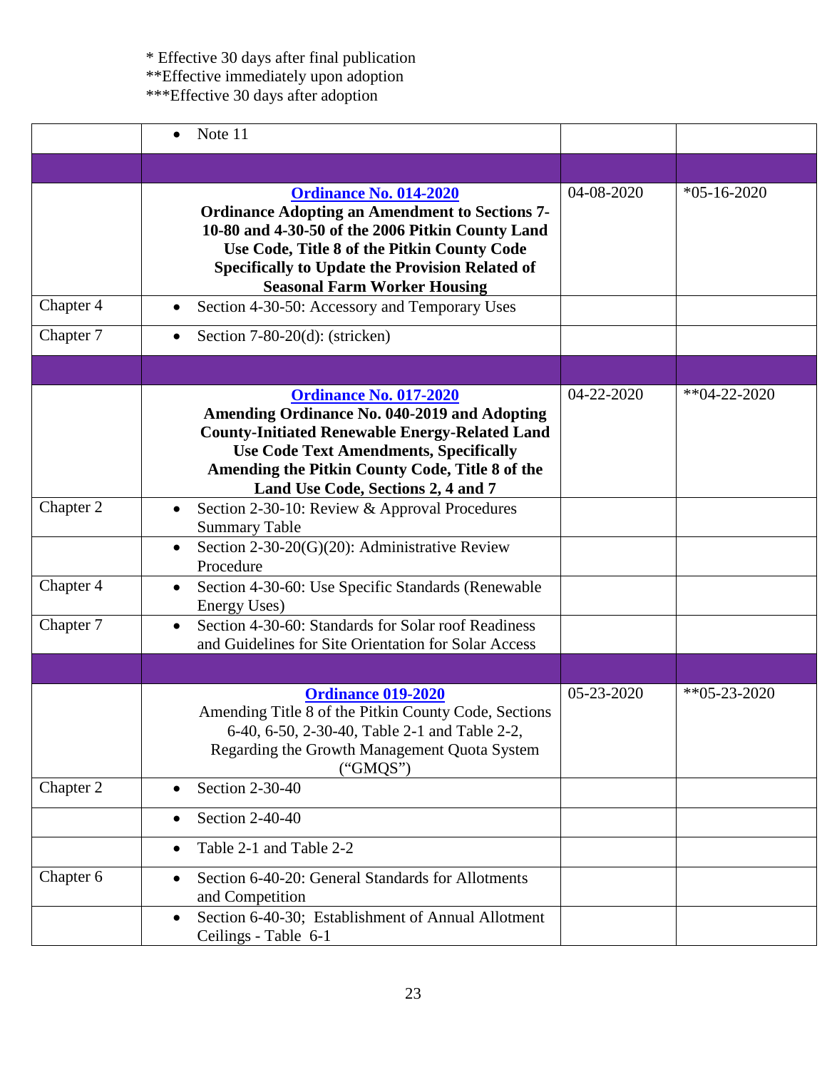\* Effective 30 days after final publication
\*\*Effective immediately upon adoption
\*\*\*Effective 30 days after adoption

| | | | |
|---|---|---|---|
| | • Note 11 | | |
| | | | |
| | **[Ordinance No. 014-2020](#)** **Ordinance Adopting an Amendment to Sections 7-10-80 and 4-30-50 of the 2006 Pitkin County Land Use Code, Title 8 of the Pitkin County Code Specifically to Update the Provision Related of Seasonal Farm Worker Housing** | 04-08-2020 | *05-16-2020 |
| Chapter 4 | • Section 4-30-50: Accessory and Temporary Uses | | |
| Chapter 7 | • Section 7-80-20(d): (stricken) | | |
| | | | |
| | **[Ordinance No. 017-2020](#)** **Amending Ordinance No. 040-2019 and Adopting County-Initiated Renewable Energy-Related Land Use Code Text Amendments, Specifically Amending the Pitkin County Code, Title 8 of the Land Use Code, Sections 2, 4 and 7** | 04-22-2020 | **04-22-2020 |
| Chapter 2 | • Section 2-30-10: Review & Approval Procedures Summary Table | | |
| | • Section 2-30-20(G)(20): Administrative Review Procedure | | |
| Chapter 4 | • Section 4-30-60: Use Specific Standards (Renewable Energy Uses) | | |
| Chapter 7 | • Section 4-30-60: Standards for Solar roof Readiness and Guidelines for Site Orientation for Solar Access | | |
| | | | |
| | **[Ordinance 019-2020](#)** Amending Title 8 of the Pitkin County Code, Sections 6-40, 6-50, 2-30-40, Table 2-1 and Table 2-2, Regarding the Growth Management Quota System ("GMQS") | 05-23-2020 | **05-23-2020 |
| Chapter 2 | • Section 2-30-40 | | |
| | • Section 2-40-40 | | |
| | • Table 2-1 and Table 2-2 | | |
| Chapter 6 | • Section 6-40-20: General Standards for Allotments and Competition | | |
| | • Section 6-40-30; Establishment of Annual Allotment Ceilings - Table 6-1 | | |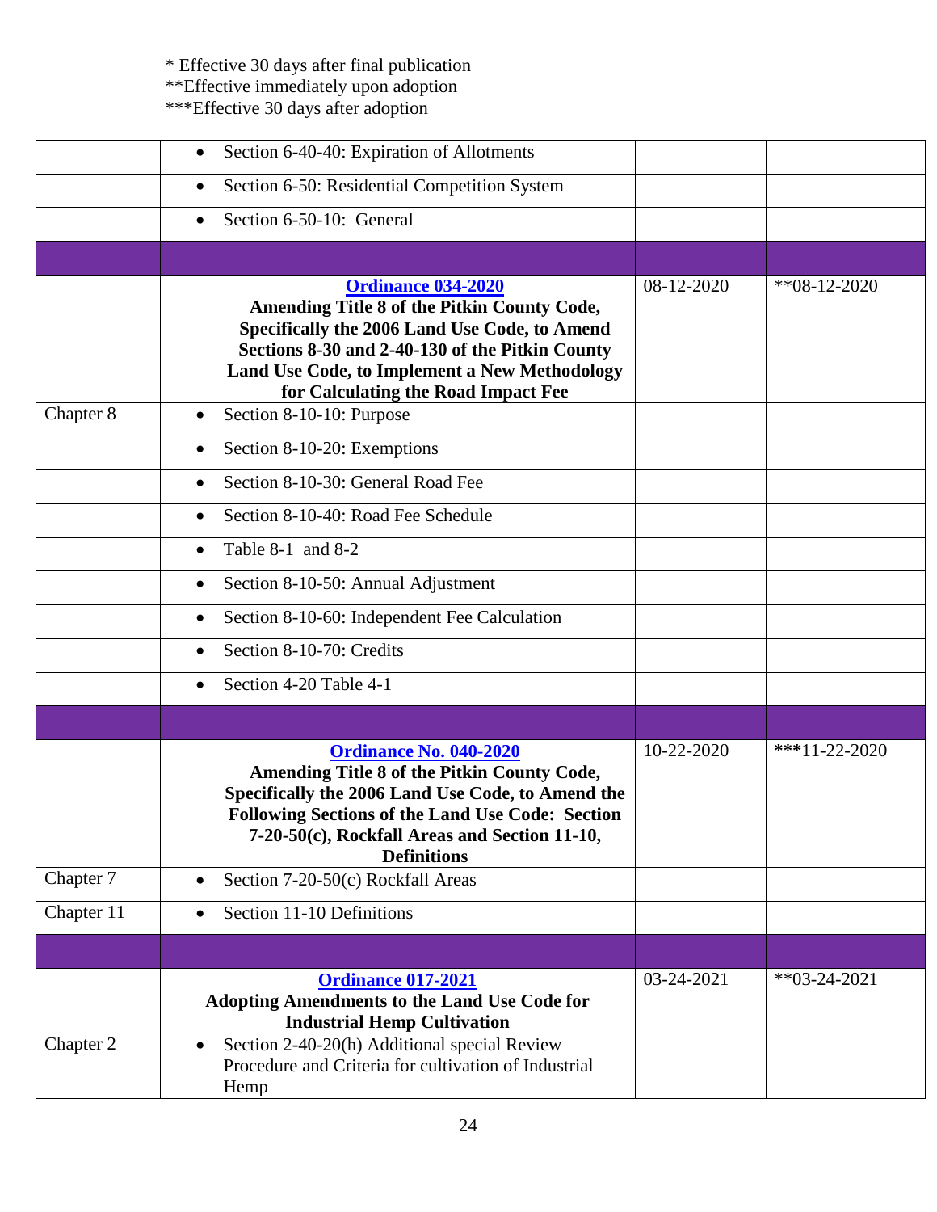\* Effective 30 days after final publication
\*\*Effective immediately upon adoption
\*\*\*Effective 30 days after adoption

| | | | |
|---|---|---|---|
| | • Section 6-40-40: Expiration of Allotments | | |
| | • Section 6-50: Residential Competition System | | |
| | • Section 6-50-10: General | | |
| | | | |
| | **Ordinance 034-2020** **Amending Title 8 of the Pitkin County Code, Specifically the 2006 Land Use Code, to Amend Sections 8-30 and 2-40-130 of the Pitkin County Land Use Code, to Implement a New Methodology for Calculating the Road Impact Fee** | 08-12-2020 | **08-12-2020 |
| Chapter 8 | • Section 8-10-10: Purpose | | |
| | • Section 8-10-20: Exemptions | | |
| | • Section 8-10-30: General Road Fee | | |
| | • Section 8-10-40: Road Fee Schedule | | |
| | • Table 8-1 and 8-2 | | |
| | • Section 8-10-50: Annual Adjustment | | |
| | • Section 8-10-60: Independent Fee Calculation | | |
| | • Section 8-10-70: Credits | | |
| | • Section 4-20 Table 4-1 | | |
| | | | |
| | **Ordinance No. 040-2020** **Amending Title 8 of the Pitkin County Code, Specifically the 2006 Land Use Code, to Amend the Following Sections of the Land Use Code: Section 7-20-50(c), Rockfall Areas and Section 11-10, Definitions** | 10-22-2020 | ***11-22-2020 |
| Chapter 7 | • Section 7-20-50(c) Rockfall Areas | | |
| Chapter 11 | • Section 11-10 Definitions | | |
| | | | |
| | **Ordinance 017-2021** **Adopting Amendments to the Land Use Code for Industrial Hemp Cultivation** | 03-24-2021 | **03-24-2021 |
| Chapter 2 | • Section 2-40-20(h) Additional special Review Procedure and Criteria for cultivation of Industrial Hemp | | |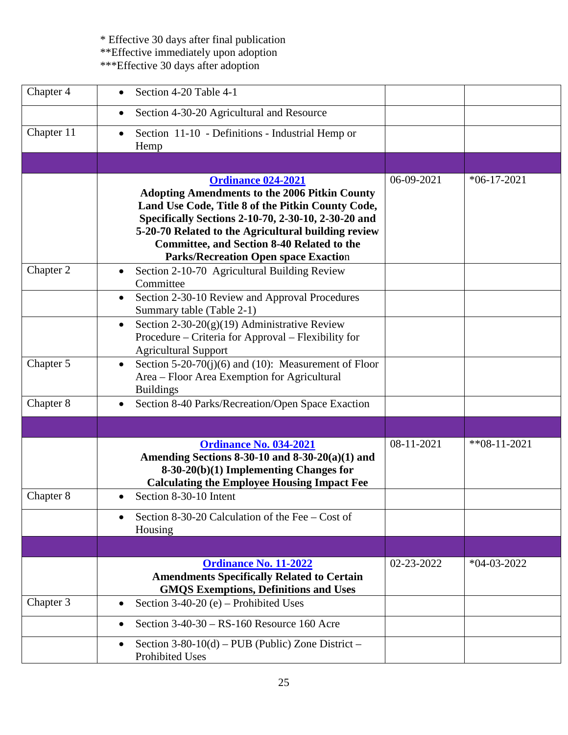\* Effective 30 days after final publication
\*\*Effective immediately upon adoption
\*\*\*Effective 30 days after adoption

| | | | |
|---|---|---|---|
| Chapter 4 | • Section 4-20 Table 4-1 | | |
| | • Section 4-30-20 Agricultural and Resource | | |
| Chapter 11 | • Section 11-10 - Definitions - Industrial Hemp or Hemp | | |
| | | | |
| | **Ordinance 024-2021** **Adopting Amendments to the 2006 Pitkin County Land Use Code, Title 8 of the Pitkin County Code, Specifically Sections 2-10-70, 2-30-10, 2-30-20 and 5-20-70 Related to the Agricultural building review Committee, and Section 8-40 Related to the Parks/Recreation Open space Exaction** | 06-09-2021 | *06-17-2021 |
| Chapter 2 | • Section 2-10-70 Agricultural Building Review Committee | | |
| | • Section 2-30-10 Review and Approval Procedures Summary table (Table 2-1) | | |
| | • Section 2-30-20(g)(19) Administrative Review Procedure – Criteria for Approval – Flexibility for Agricultural Support | | |
| Chapter 5 | • Section 5-20-70(j)(6) and (10): Measurement of Floor Area – Floor Area Exemption for Agricultural Buildings | | |
| Chapter 8 | • Section 8-40 Parks/Recreation/Open Space Exaction | | |
| | | | |
| | **Ordinance No. 034-2021** **Amending Sections 8-30-10 and 8-30-20(a)(1) and 8-30-20(b)(1) Implementing Changes for Calculating the Employee Housing Impact Fee** | 08-11-2021 | **08-11-2021 |
| Chapter 8 | • Section 8-30-10 Intent | | |
| | • Section 8-30-20 Calculation of the Fee – Cost of Housing | | |
| | | | |
| | **Ordinance No. 11-2022** **Amendments Specifically Related to Certain GMQS Exemptions, Definitions and Uses** | 02-23-2022 | *04-03-2022 |
| Chapter 3 | • Section 3-40-20 (e) – Prohibited Uses | | |
| | • Section 3-40-30 – RS-160 Resource 160 Acre | | |
| | • Section 3-80-10(d) – PUB (Public) Zone District – Prohibited Uses | | |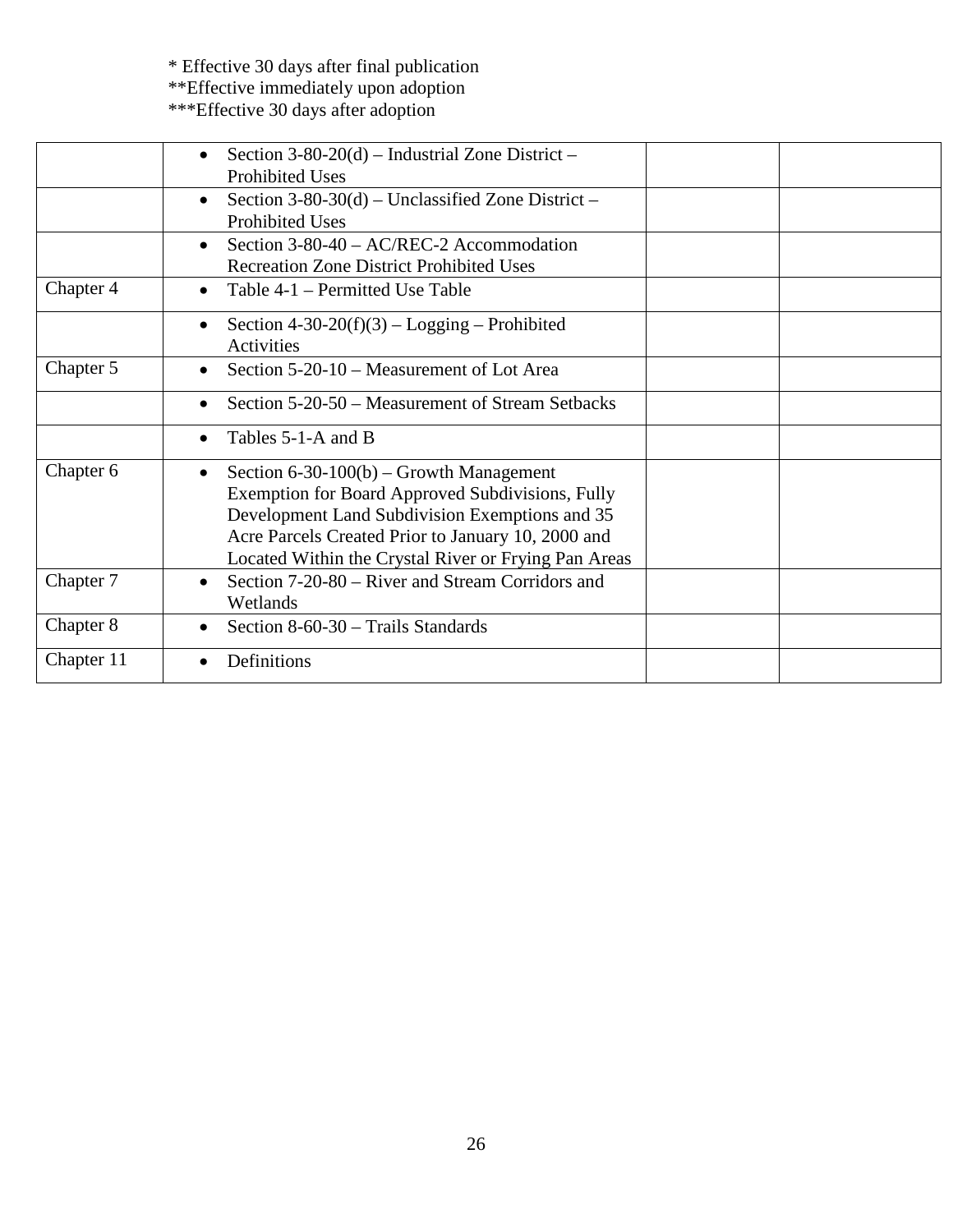\* Effective 30 days after final publication
\*\*Effective immediately upon adoption
\*\*\*Effective 30 days after adoption

| | | | |
|---|---|---|---|
| | • Section 3-80-20(d) – Industrial Zone District – Prohibited Uses | | |
| | • Section 3-80-30(d) – Unclassified Zone District – Prohibited Uses | | |
| | • Section 3-80-40 – AC/REC-2 Accommodation Recreation Zone District Prohibited Uses | | |
| Chapter 4 | • Table 4-1 – Permitted Use Table | | |
| | • Section 4-30-20(f)(3) – Logging – Prohibited Activities | | |
| Chapter 5 | • Section 5-20-10 – Measurement of Lot Area | | |
| | • Section 5-20-50 – Measurement of Stream Setbacks | | |
| | • Tables 5-1-A and B | | |
| Chapter 6 | • Section 6-30-100(b) – Growth Management Exemption for Board Approved Subdivisions, Fully Development Land Subdivision Exemptions and 35 Acre Parcels Created Prior to January 10, 2000 and Located Within the Crystal River or Frying Pan Areas | | |
| Chapter 7 | • Section 7-20-80 – River and Stream Corridors and Wetlands | | |
| Chapter 8 | • Section 8-60-30 – Trails Standards | | |
| Chapter 11 | • Definitions | | |